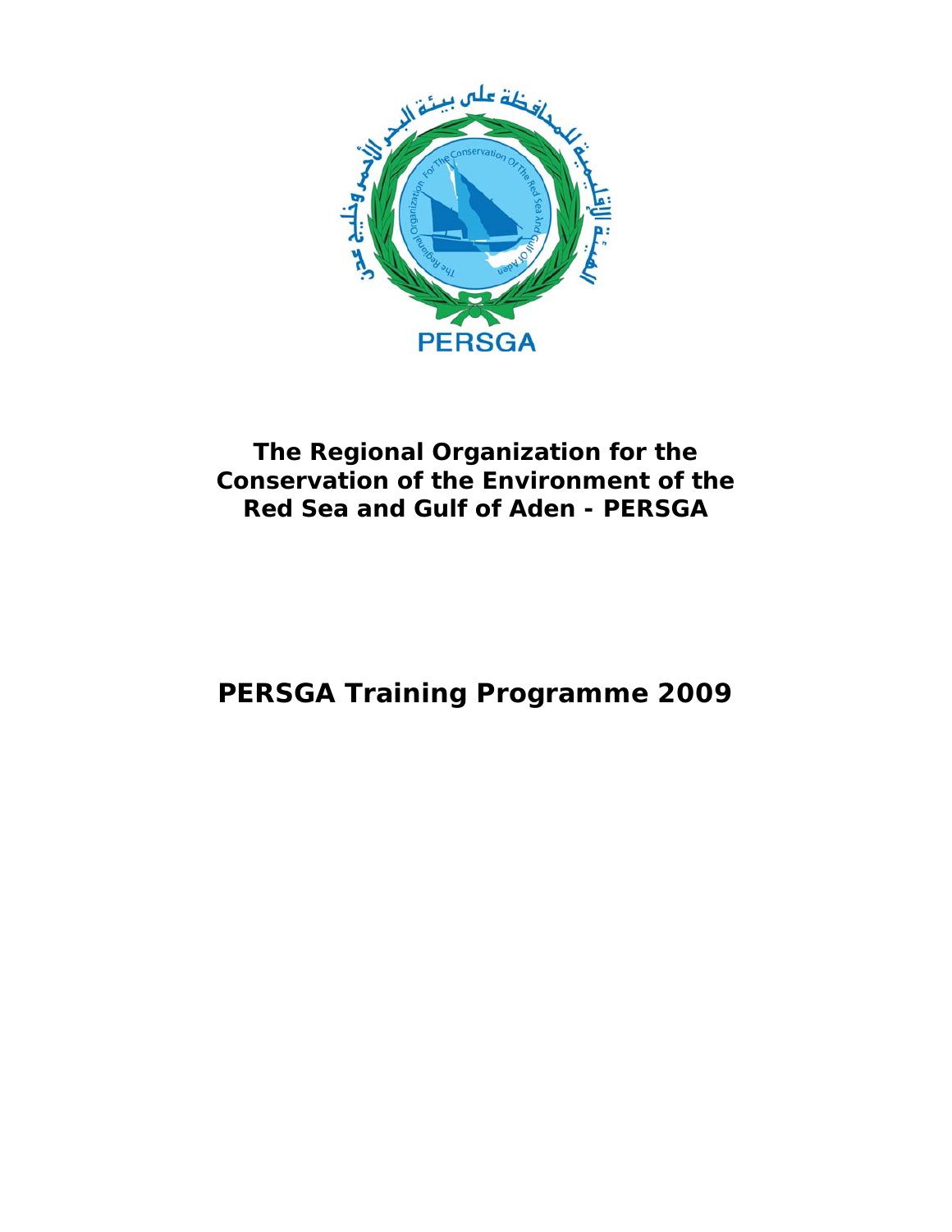# The Regional Organization for the Conservation of the Environment of the Red Sea and Gulf of Aden - PERSGA

# PERSGA Training Programme 2009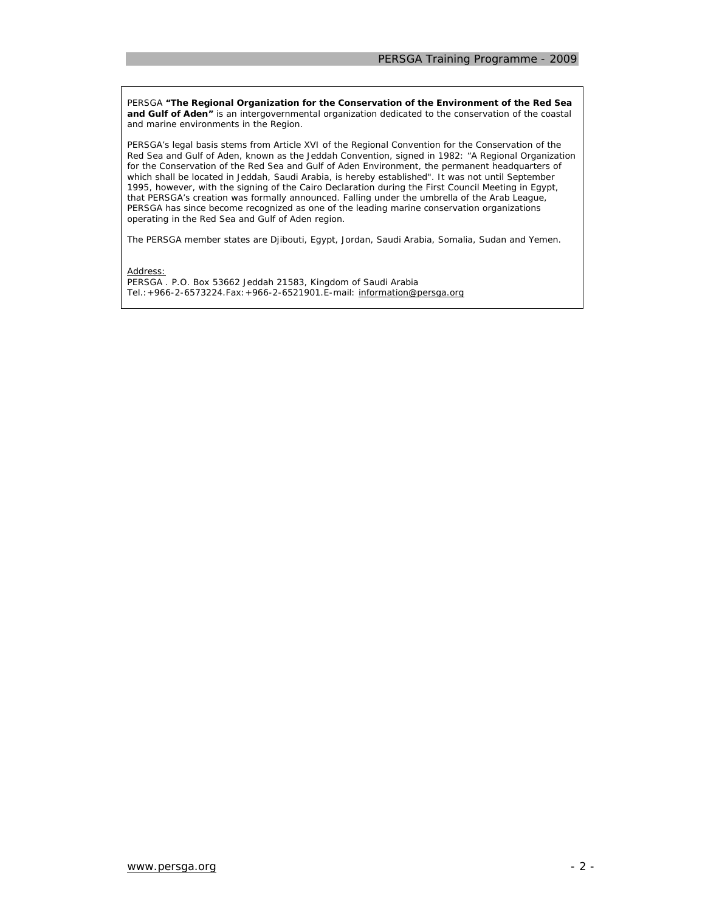PERSGA **"The Regional Organization for the Conservation of the Environment of the Red Sea and Gulf of Aden"** is an intergovernmental organization dedicated to the conservation of the coastal and marine environments in the Region.

PERSGA's legal basis stems from Article XVI of the Regional Convention for the Conservation of the Red Sea and Gulf of Aden, known as the Jeddah Convention, signed in 1982: "A Regional Organization for the Conservation of the Red Sea and Gulf of Aden Environment, the permanent headquarters of which shall be located in Jeddah, Saudi Arabia, is hereby established". It was not until September 1995, however, with the signing of the Cairo Declaration during the First Council Meeting in Egypt, that PERSGA's creation was formally announced. Falling under the umbrella of the Arab League, PERSGA has since become recognized as one of the leading marine conservation organizations operating in the Red Sea and Gulf of Aden region.

The PERSGA member states are Djibouti, Egypt, Jordan, Saudi Arabia, Somalia, Sudan and Yemen.

Address:
PERSGA . P.O. Box 53662 Jeddah 21583, Kingdom of Saudi Arabia
Tel.:+966-2-6573224.Fax:+966-2-6521901.E-mail: information@persga.org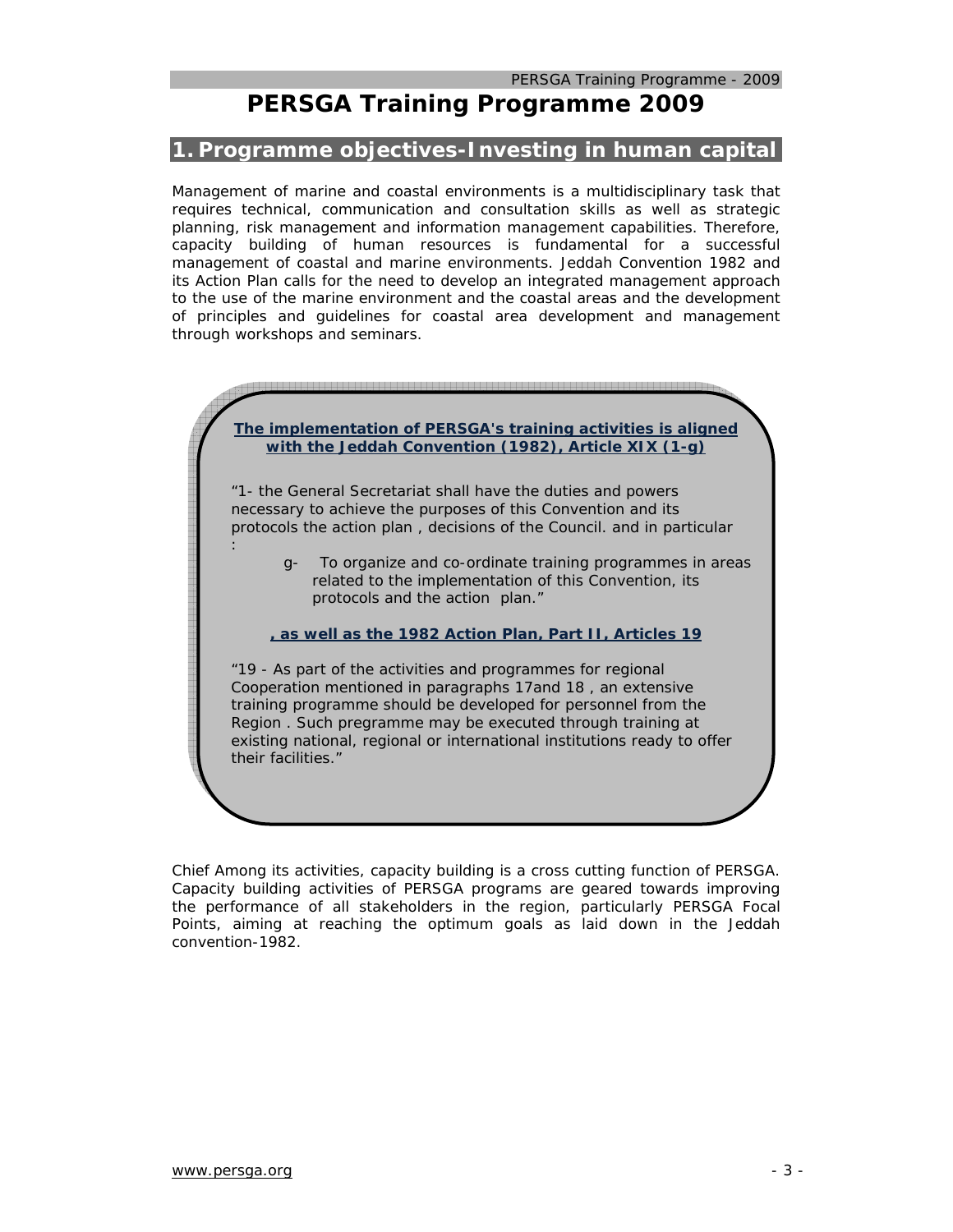# PERSGA Training Programme 2009

## 1. Programme objectives-Investing in human capital

Management of marine and coastal environments is a multidisciplinary task that requires technical, communication and consultation skills as well as strategic planning, risk management and information management capabilities. Therefore, capacity building of human resources is fundamental for a successful management of coastal and marine environments. Jeddah Convention 1982 and its Action Plan calls for the need to develop an integrated management approach to the use of the marine environment and the coastal areas and the development of principles and guidelines for coastal area development and management through workshops and seminars.

**The implementation of PERSGA's training activities is aligned with the Jeddah Convention (1982), Article XIX (1-g)**

"1- the General Secretariat shall have the duties and powers necessary to achieve the purposes of this Convention and its protocols the action plan , decisions of the Council. and in particular :

g- To organize and co-ordinate training programmes in areas related to the implementation of this Convention, its protocols and the action plan."

**, as well as the 1982 Action Plan, Part II, Articles 19**

"19 - As part of the activities and programmes for regional Cooperation mentioned in paragraphs 17and 18 , an extensive training programme should be developed for personnel from the Region . Such pregramme may be executed through training at existing national, regional or international institutions ready to offer their facilities."

Chief Among its activities, capacity building is a cross cutting function of PERSGA. Capacity building activities of PERSGA programs are geared towards improving the performance of all stakeholders in the region, particularly PERSGA Focal Points, aiming at reaching the optimum goals as laid down in the Jeddah convention-1982.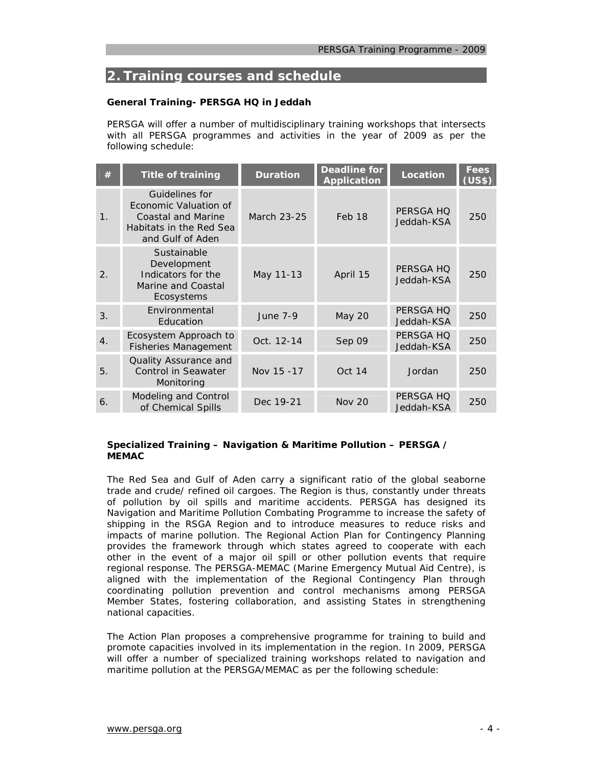## 2. Training courses and schedule

**General Training- PERSGA HQ in Jeddah**

PERSGA will offer a number of multidisciplinary training workshops that intersects with all PERSGA programmes and activities in the year of 2009 as per the following schedule:

| # | Title of training | Duration | Deadline for Application | Location | Fees (US$) |
|---|---|---|---|---|---|
| 1. | Guidelines for Economic Valuation of Coastal and Marine Habitats in the Red Sea and Gulf of Aden | March 23-25 | Feb 18 | PERSGA HQ Jeddah-KSA | 250 |
| 2. | Sustainable Development Indicators for the Marine and Coastal Ecosystems | May 11-13 | April 15 | PERSGA HQ Jeddah-KSA | 250 |
| 3. | Environmental Education | June 7-9 | May 20 | PERSGA HQ Jeddah-KSA | 250 |
| 4. | Ecosystem Approach to Fisheries Management | Oct. 12-14 | Sep 09 | PERSGA HQ Jeddah-KSA | 250 |
| 5. | Quality Assurance and Control in Seawater Monitoring | Nov 15 -17 | Oct 14 | Jordan | 250 |
| 6. | Modeling and Control of Chemical Spills | Dec 19-21 | Nov 20 | PERSGA HQ Jeddah-KSA | 250 |

**Specialized Training – Navigation & Maritime Pollution – PERSGA / MEMAC**

The Red Sea and Gulf of Aden carry a significant ratio of the global seaborne trade and crude/ refined oil cargoes. The Region is thus, constantly under threats of pollution by oil spills and maritime accidents. PERSGA has designed its Navigation and Maritime Pollution Combating Programme to increase the safety of shipping in the RSGA Region and to introduce measures to reduce risks and impacts of marine pollution. The Regional Action Plan for Contingency Planning provides the framework through which states agreed to cooperate with each other in the event of a major oil spill or other pollution events that require regional response. The PERSGA-MEMAC (Marine Emergency Mutual Aid Centre), is aligned with the implementation of the Regional Contingency Plan through coordinating pollution prevention and control mechanisms among PERSGA Member States, fostering collaboration, and assisting States in strengthening national capacities.

The Action Plan proposes a comprehensive programme for training to build and promote capacities involved in its implementation in the region. In 2009, PERSGA will offer a number of specialized training workshops related to navigation and maritime pollution at the PERSGA/MEMAC as per the following schedule: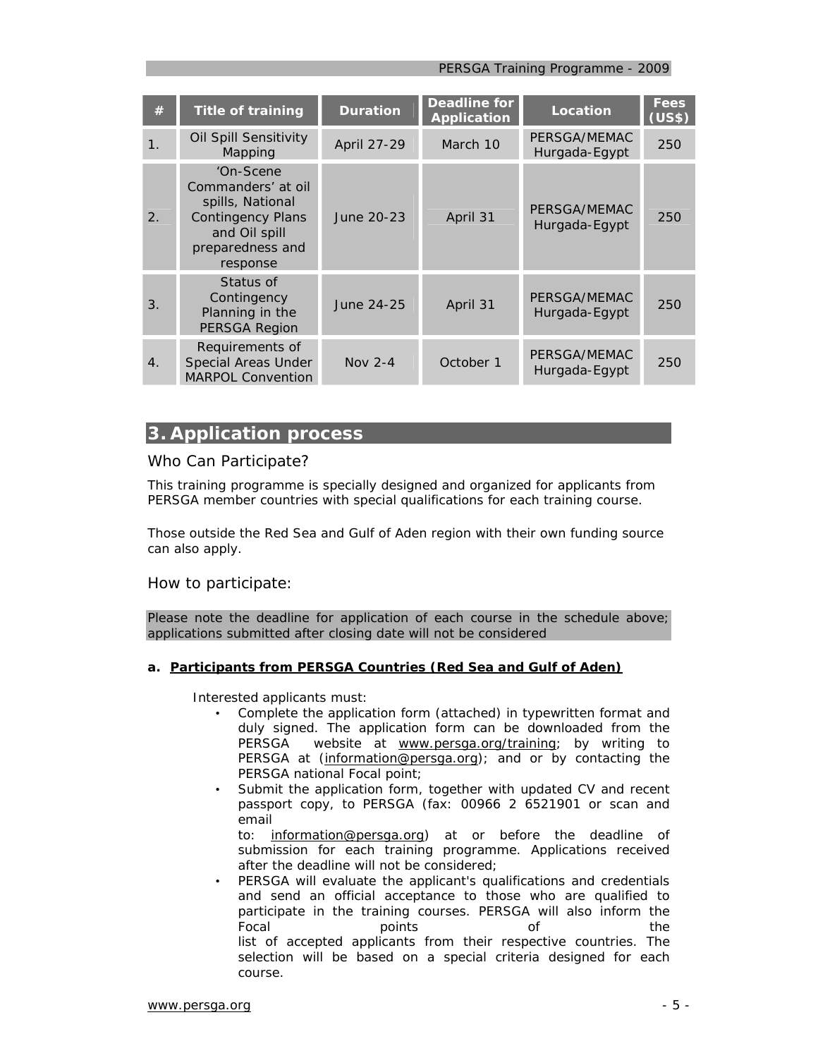| # | Title of training | Duration | Deadline for Application | Location | Fees (US$) |
|---|---|---|---|---|---|
| 1. | Oil Spill Sensitivity Mapping | April 27-29 | March 10 | PERSGA/MEMAC Hurgada-Egypt | 250 |
| 2. | 'On-Scene Commanders' at oil spills, National Contingency Plans and Oil spill preparedness and response | June 20-23 | April 31 | PERSGA/MEMAC Hurgada-Egypt | 250 |
| 3. | Status of Contingency Planning in the PERSGA Region | June 24-25 | April 31 | PERSGA/MEMAC Hurgada-Egypt | 250 |
| 4. | Requirements of Special Areas Under MARPOL Convention | Nov 2-4 | October 1 | PERSGA/MEMAC Hurgada-Egypt | 250 |

# 3. Application process

## Who Can Participate?

This training programme is specially designed and organized for applicants from PERSGA member countries with special qualifications for each training course.

Those outside the Red Sea and Gulf of Aden region with their own funding source can also apply.

## How to participate:

Please note the deadline for application of each course in the schedule above; applications submitted after closing date will not be considered

**a. Participants from PERSGA Countries (Red Sea and Gulf of Aden)**

Interested applicants must:

- Complete the application form (attached) in typewritten format and duly signed. The application form can be downloaded from the PERSGA website at www.persga.org/training; by writing to PERSGA at (information@persga.org); and or by contacting the PERSGA national Focal point;
- Submit the application form, together with updated CV and recent passport copy, to PERSGA (fax: 00966 2 6521901 or scan and email to: information@persga.org) at or before the deadline of submission for each training programme. Applications received after the deadline will not be considered;
- PERSGA will evaluate the applicant's qualifications and credentials and send an official acceptance to those who are qualified to participate in the training courses. PERSGA will also inform the Focal points of the list of accepted applicants from their respective countries. The selection will be based on a special criteria designed for each course.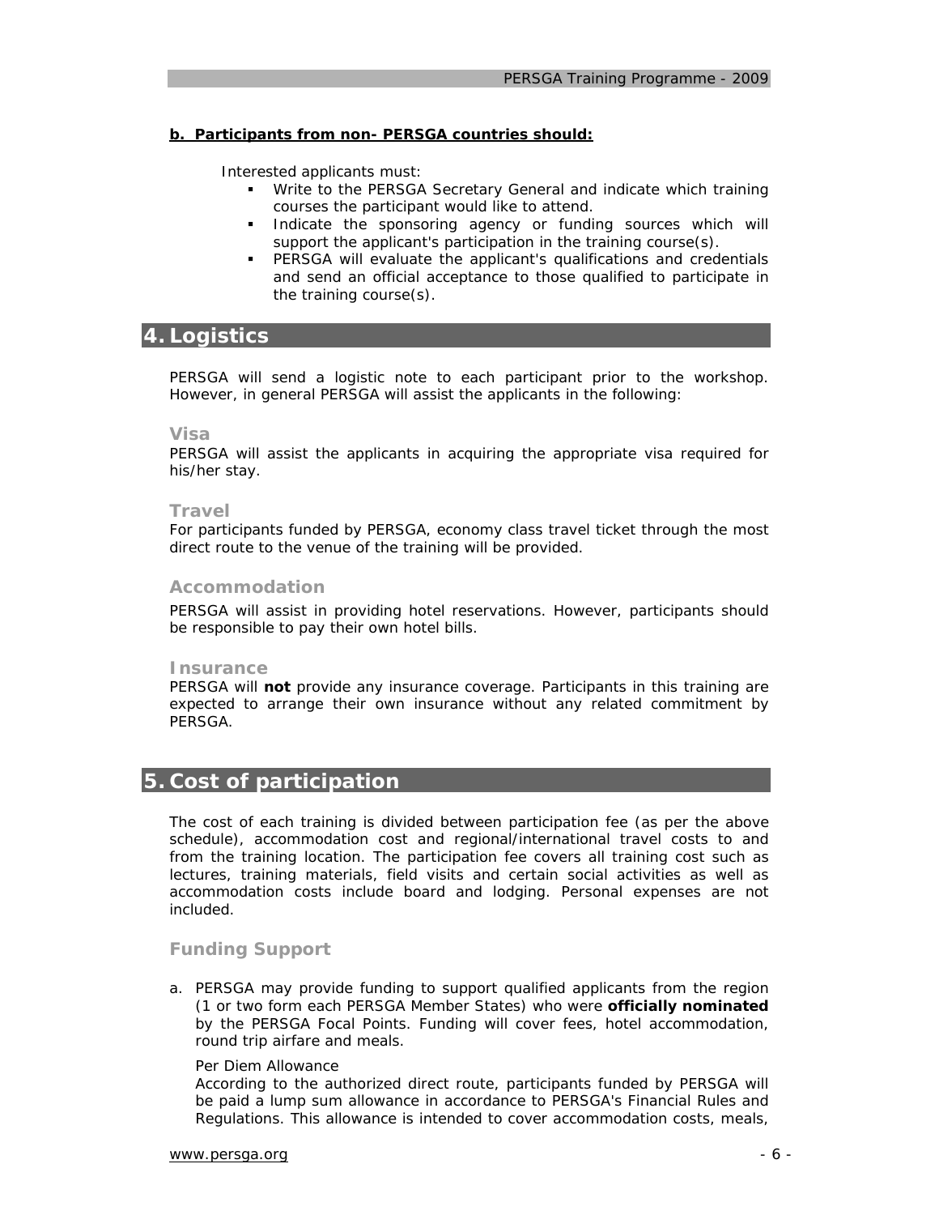**b. Participants from non- PERSGA countries should:**

Interested applicants must:

- Write to the PERSGA Secretary General and indicate which training courses the participant would like to attend.
- Indicate the sponsoring agency or funding sources which will support the applicant's participation in the training course(s).
- PERSGA will evaluate the applicant's qualifications and credentials and send an official acceptance to those qualified to participate in the training course(s).

# 4. Logistics

PERSGA will send a logistic note to each participant prior to the workshop. However, in general PERSGA will assist the applicants in the following:

### Visa

PERSGA will assist the applicants in acquiring the appropriate visa required for his/her stay.

### Travel

For participants funded by PERSGA, economy class travel ticket through the most direct route to the venue of the training will be provided.

### Accommodation

PERSGA will assist in providing hotel reservations. However, participants should be responsible to pay their own hotel bills.

### Insurance

PERSGA will **not** provide any insurance coverage. Participants in this training are expected to arrange their own insurance without any related commitment by PERSGA.

# 5. Cost of participation

The cost of each training is divided between participation fee (as per the above schedule), accommodation cost and regional/international travel costs to and from the training location. The participation fee covers all training cost such as lectures, training materials, field visits and certain social activities as well as accommodation costs include board and lodging. Personal expenses are not included.

### Funding Support

a. PERSGA may provide funding to support qualified applicants from the region (1 or two form each PERSGA Member States) who were **officially nominated** by the PERSGA Focal Points. Funding will cover fees, hotel accommodation, round trip airfare and meals.

   Per Diem Allowance

   According to the authorized direct route, participants funded by PERSGA will be paid a lump sum allowance in accordance to PERSGA's Financial Rules and Regulations. This allowance is intended to cover accommodation costs, meals,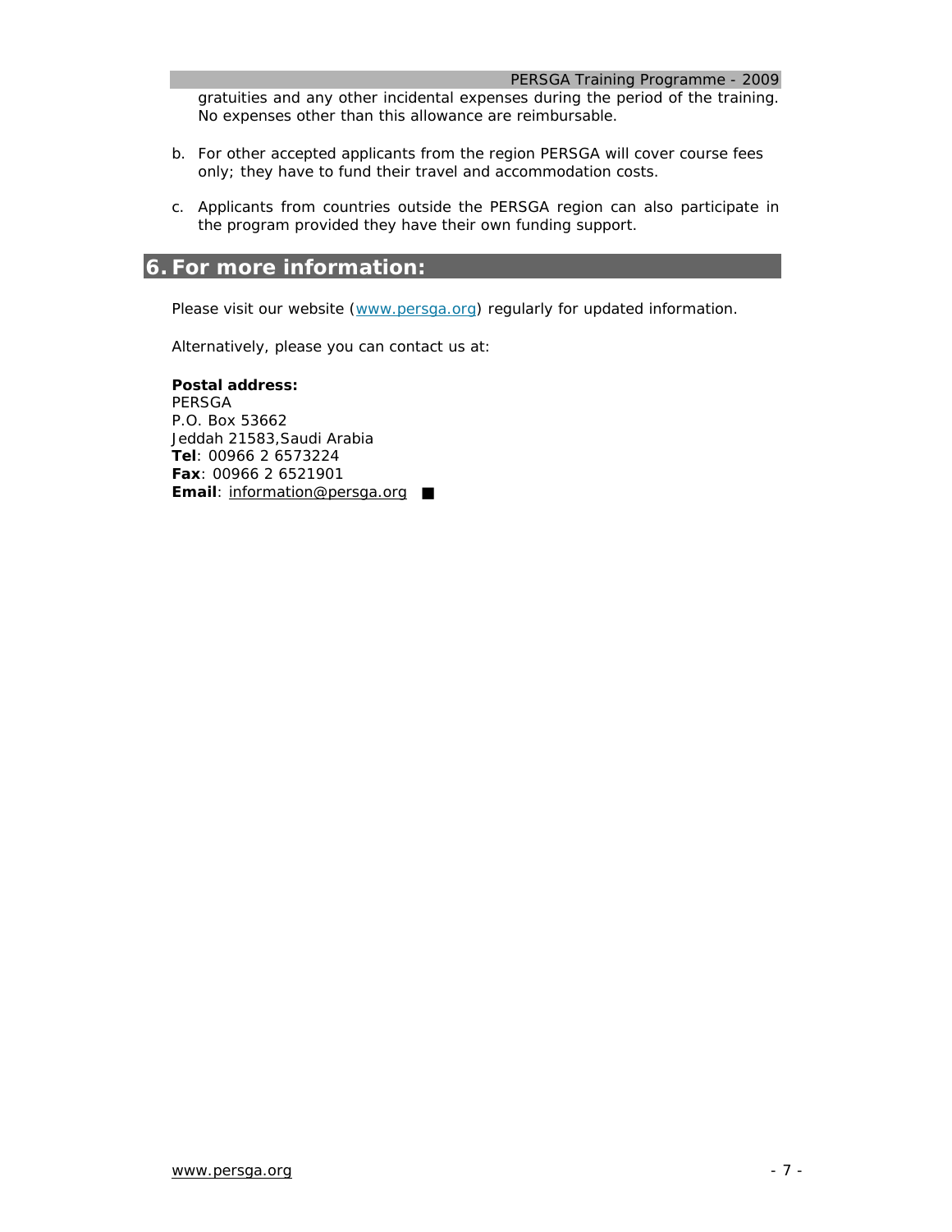gratuities and any other incidental expenses during the period of the training. No expenses other than this allowance are reimbursable.

b. For other accepted applicants from the region PERSGA will cover course fees only; they have to fund their travel and accommodation costs.

c. Applicants from countries outside the PERSGA region can also participate in the program provided they have their own funding support.

## 6. For more information:

Please visit our website (www.persga.org) regularly for updated information.

Alternatively, please you can contact us at:

**Postal address:**
PERSGA
P.O. Box 53662
Jeddah 21583,Saudi Arabia
**Tel**: 00966 2 6573224
**Fax**: 00966 2 6521901
**Email**: information@persga.org ■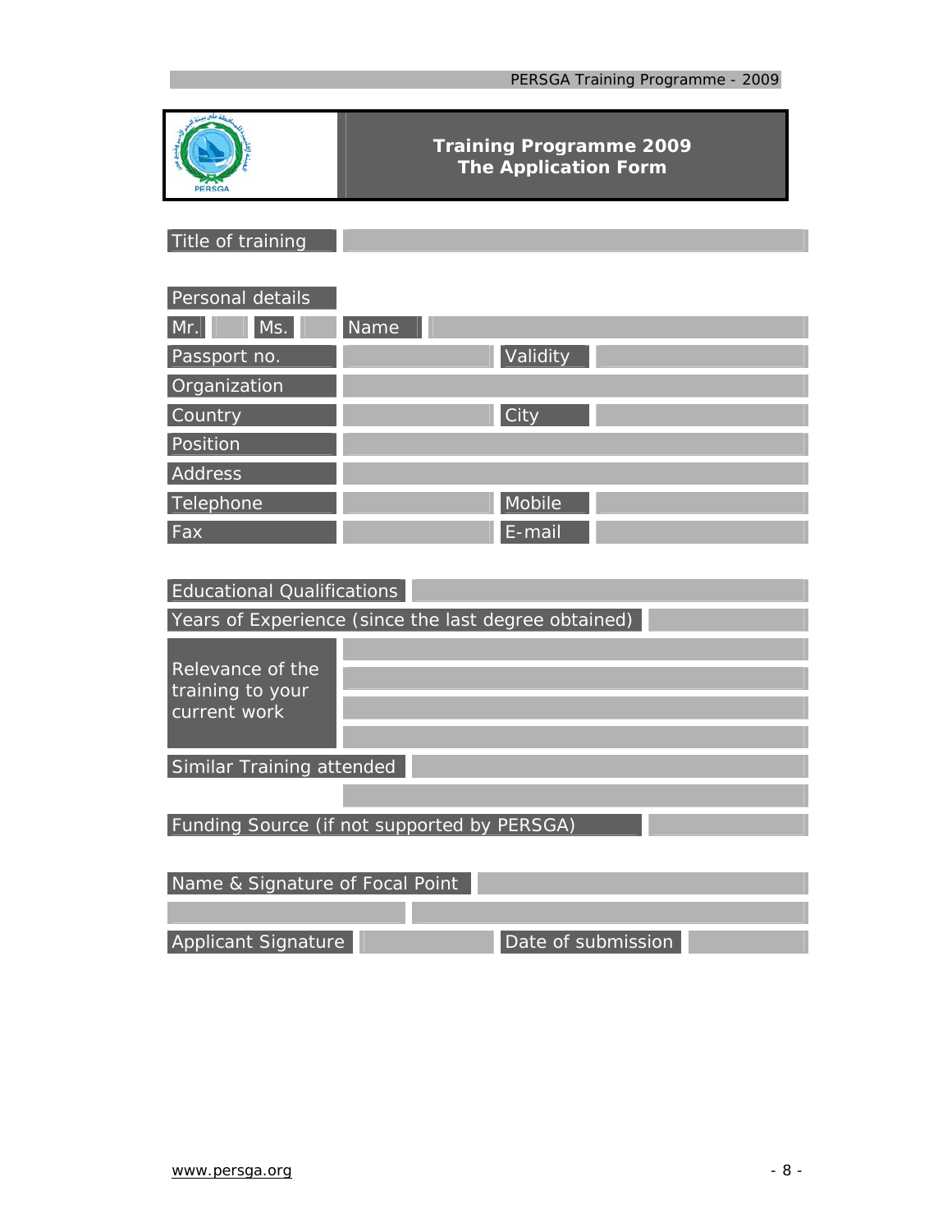# Training Programme 2009
## The Application Form

| Title of training | |
|---|---|

**Personal details**

| Mr. | | Ms. | | Name | |
|---|---|---|---|---|---|

| | | | |
|---|---|---|---|
| Passport no. | | Validity | |
| Organization | | | |
| Country | | City | |
| Position | | | |
| Address | | | |
| Telephone | | Mobile | |
| Fax | | E-mail | |

| | |
|---|---|
| Educational Qualifications | |
| Years of Experience (since the last degree obtained) | |
| Relevance of the training to your current work | |
| | |
| | |
| | |
| Similar Training attended | |
| | |
| Funding Source (if not supported by PERSGA) | |

| | | | |
|---|---|---|---|
| Name & Signature of Focal Point | | | |
| | | | |
| Applicant Signature | | Date of submission | |

www.persga.org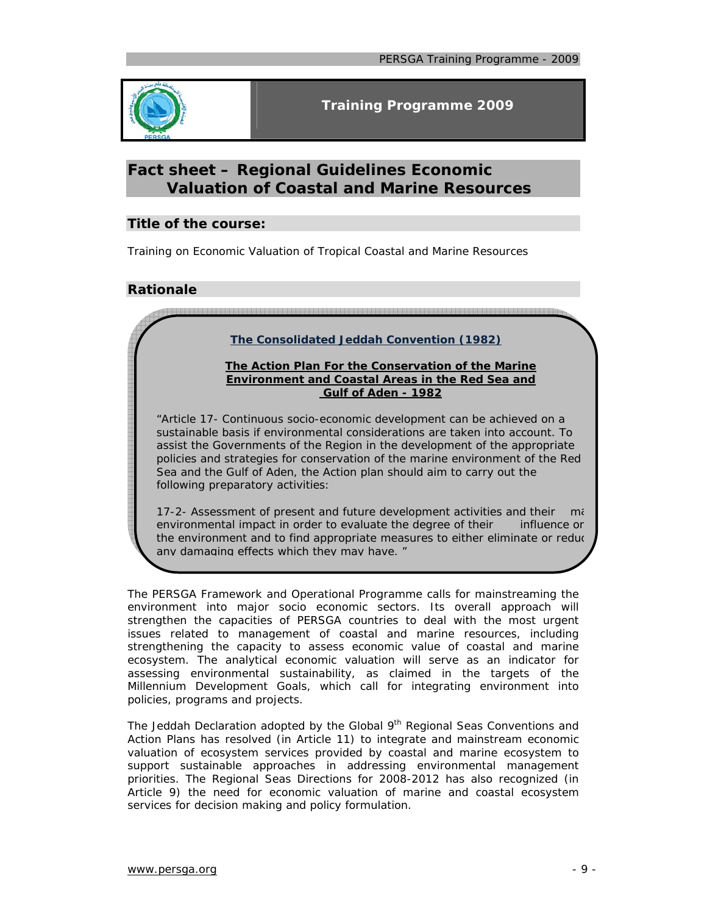# Training Programme 2009

## Fact sheet – Regional Guidelines Economic Valuation of Coastal and Marine Resources

### Title of the course:

Training on Economic Valuation of Tropical Coastal and Marine Resources

### Rationale

**The Consolidated Jeddah Convention (1982)**

**The Action Plan For the Conservation of the Marine Environment and Coastal Areas in the Red Sea and Gulf of Aden - 1982**

"Article 17- Continuous socio-economic development can be achieved on a sustainable basis if environmental considerations are taken into account. To assist the Governments of the Region in the development of the appropriate policies and strategies for conservation of the marine environment of the Red Sea and the Gulf of Aden, the Action plan should aim to carry out the following preparatory activities:

17-2- Assessment of present and future development activities and their ma environmental impact in order to evaluate the degree of their influence or the environment and to find appropriate measures to either eliminate or reduc any damaging effects which they may have. "

The PERSGA Framework and Operational Programme calls for mainstreaming the environment into major socio economic sectors. Its overall approach will strengthen the capacities of PERSGA countries to deal with the most urgent issues related to management of coastal and marine resources, including strengthening the capacity to assess economic value of coastal and marine ecosystem. The analytical economic valuation will serve as an indicator for assessing environmental sustainability, as claimed in the targets of the Millennium Development Goals, which call for integrating environment into policies, programs and projects.

The Jeddah Declaration adopted by the Global 9th Regional Seas Conventions and Action Plans has resolved (in Article 11) to integrate and mainstream economic valuation of ecosystem services provided by coastal and marine ecosystem to support sustainable approaches in addressing environmental management priorities. The Regional Seas Directions for 2008-2012 has also recognized (in Article 9) the need for economic valuation of marine and coastal ecosystem services for decision making and policy formulation.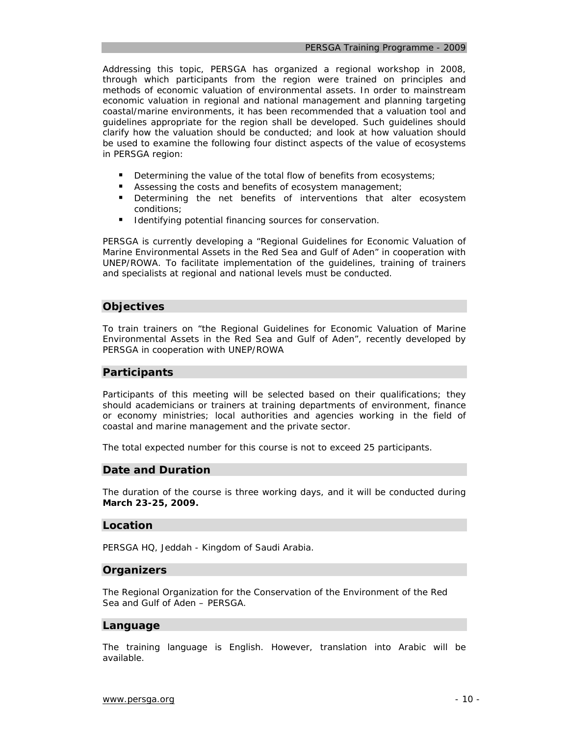Addressing this topic, PERSGA has organized a regional workshop in 2008, through which participants from the region were trained on principles and methods of economic valuation of environmental assets. In order to mainstream economic valuation in regional and national management and planning targeting coastal/marine environments, it has been recommended that a valuation tool and guidelines appropriate for the region shall be developed. Such guidelines should clarify how the valuation should be conducted; and look at how valuation should be used to examine the following four distinct aspects of the value of ecosystems in PERSGA region:

- Determining the value of the total flow of benefits from ecosystems;
- Assessing the costs and benefits of ecosystem management;
- Determining the net benefits of interventions that alter ecosystem conditions;
- Identifying potential financing sources for conservation.

PERSGA is currently developing a "Regional Guidelines for Economic Valuation of Marine Environmental Assets in the Red Sea and Gulf of Aden" in cooperation with UNEP/ROWA. To facilitate implementation of the guidelines, training of trainers and specialists at regional and national levels must be conducted.

## Objectives

To train trainers on "the Regional Guidelines for Economic Valuation of Marine Environmental Assets in the Red Sea and Gulf of Aden", recently developed by PERSGA in cooperation with UNEP/ROWA

## Participants

Participants of this meeting will be selected based on their qualifications; they should academicians or trainers at training departments of environment, finance or economy ministries; local authorities and agencies working in the field of coastal and marine management and the private sector.

The total expected number for this course is not to exceed 25 participants.

## Date and Duration

The duration of the course is three working days, and it will be conducted during **March 23-25, 2009.**

## Location

PERSGA HQ, Jeddah - Kingdom of Saudi Arabia.

## Organizers

The Regional Organization for the Conservation of the Environment of the Red Sea and Gulf of Aden – PERSGA.

## Language

The training language is English. However, translation into Arabic will be available.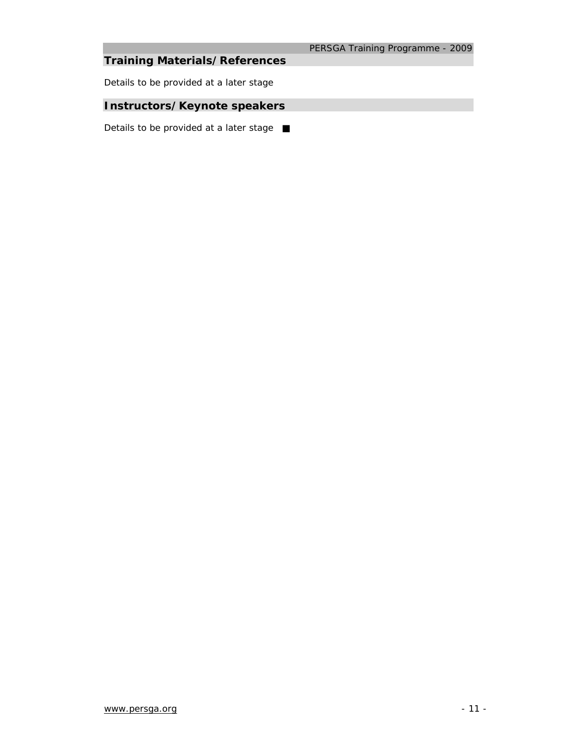## Training Materials/References

Details to be provided at a later stage

## Instructors/Keynote speakers

Details to be provided at a later stage ■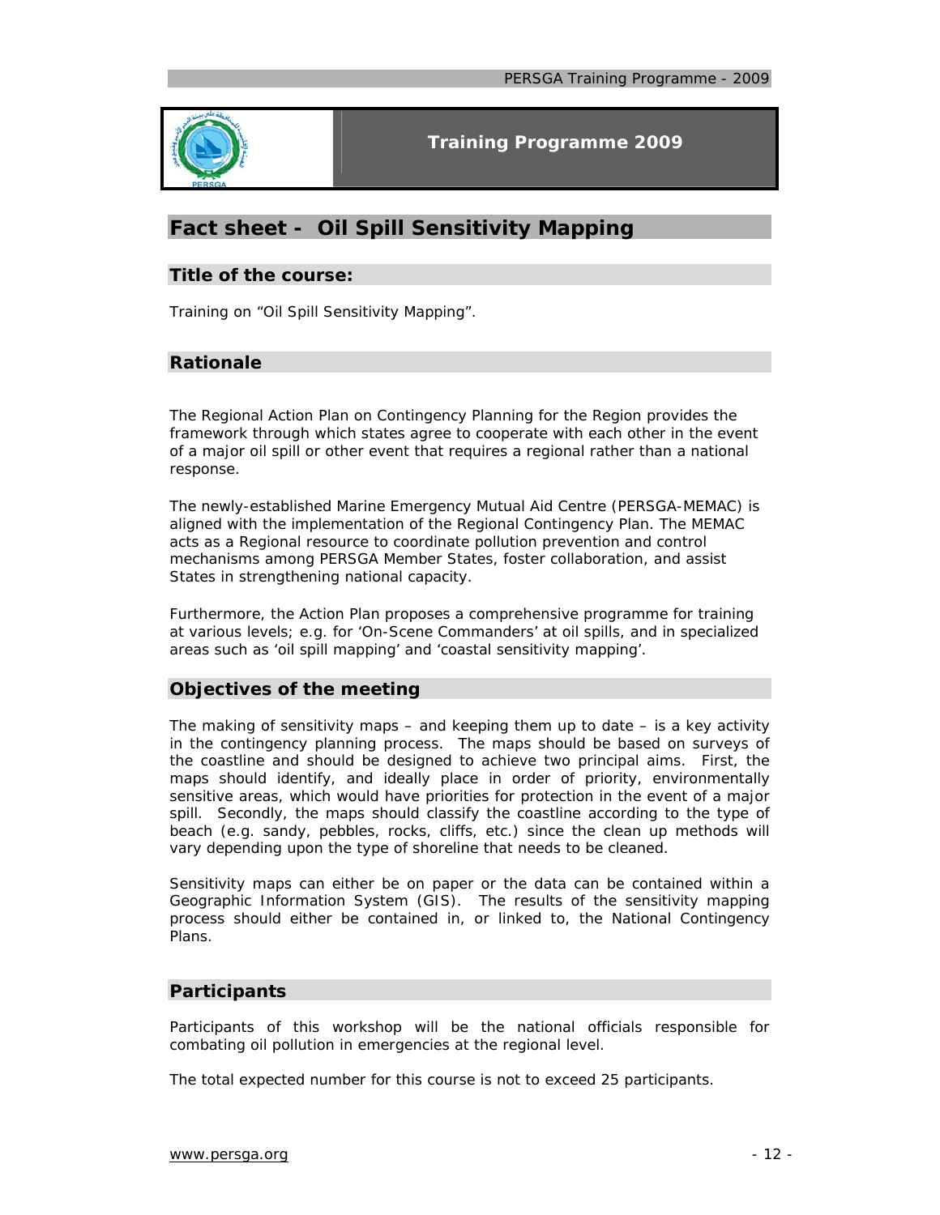# Training Programme 2009

## Fact sheet - Oil Spill Sensitivity Mapping

### Title of the course:

Training on "Oil Spill Sensitivity Mapping".

### Rationale

The Regional Action Plan on Contingency Planning for the Region provides the framework through which states agree to cooperate with each other in the event of a major oil spill or other event that requires a regional rather than a national response.

The newly-established Marine Emergency Mutual Aid Centre (PERSGA-MEMAC) is aligned with the implementation of the Regional Contingency Plan. The MEMAC acts as a Regional resource to coordinate pollution prevention and control mechanisms among PERSGA Member States, foster collaboration, and assist States in strengthening national capacity.

Furthermore, the Action Plan proposes a comprehensive programme for training at various levels; e.g. for 'On-Scene Commanders' at oil spills, and in specialized areas such as 'oil spill mapping' and 'coastal sensitivity mapping'.

### Objectives of the meeting

The making of sensitivity maps – and keeping them up to date – is a key activity in the contingency planning process. The maps should be based on surveys of the coastline and should be designed to achieve two principal aims. First, the maps should identify, and ideally place in order of priority, environmentally sensitive areas, which would have priorities for protection in the event of a major spill. Secondly, the maps should classify the coastline according to the type of beach (e.g. sandy, pebbles, rocks, cliffs, etc.) since the clean up methods will vary depending upon the type of shoreline that needs to be cleaned.

Sensitivity maps can either be on paper or the data can be contained within a Geographic Information System (GIS). The results of the sensitivity mapping process should either be contained in, or linked to, the National Contingency Plans.

### Participants

Participants of this workshop will be the national officials responsible for combating oil pollution in emergencies at the regional level.

The total expected number for this course is not to exceed 25 participants.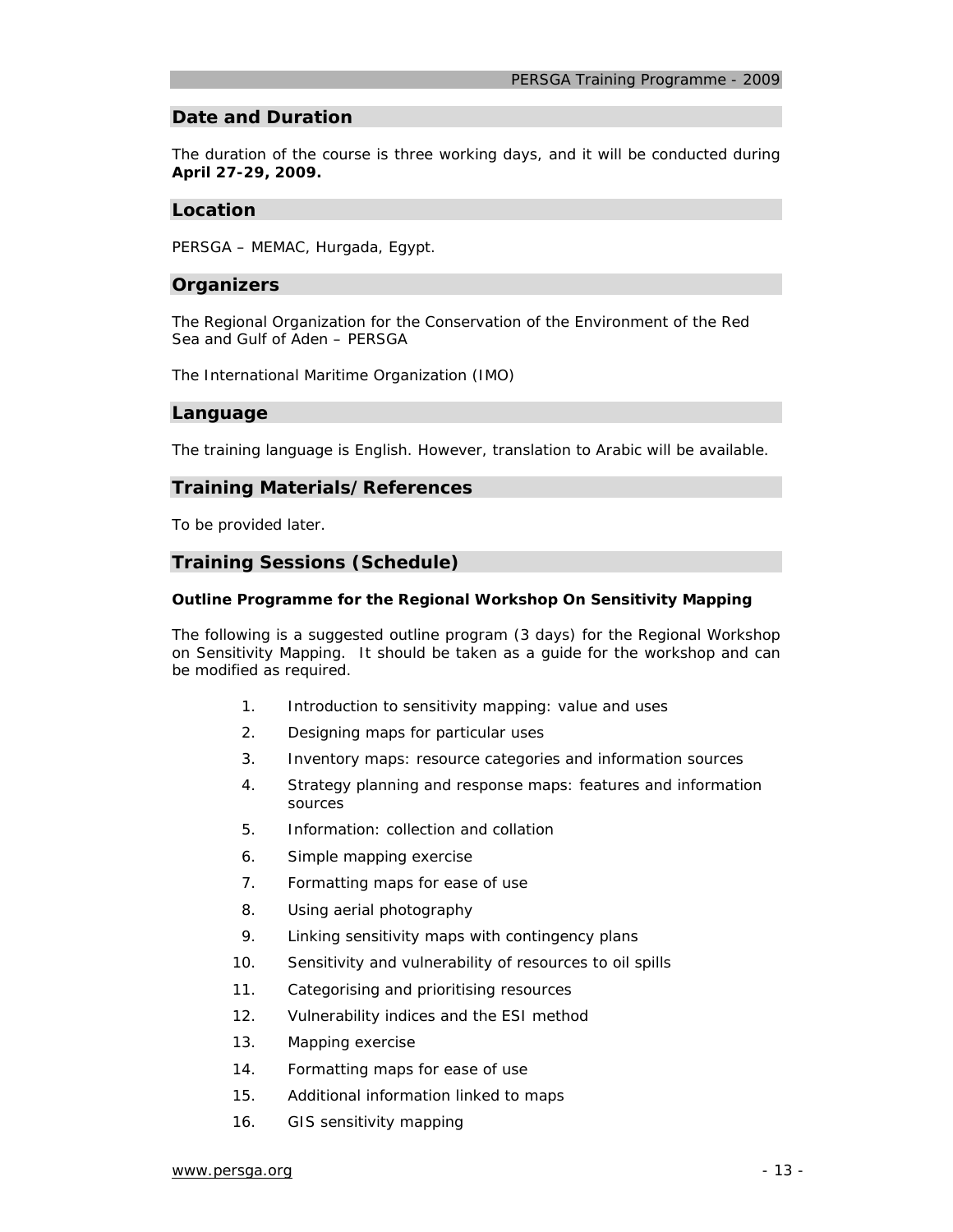## Date and Duration

The duration of the course is three working days, and it will be conducted during **April 27-29, 2009.**

## Location

PERSGA – MEMAC, Hurgada, Egypt.

## Organizers

The Regional Organization for the Conservation of the Environment of the Red Sea and Gulf of Aden – PERSGA

The International Maritime Organization (IMO)

## Language

The training language is English. However, translation to Arabic will be available.

## Training Materials/References

To be provided later.

## Training Sessions (Schedule)

**Outline Programme for the Regional Workshop On Sensitivity Mapping**

The following is a suggested outline program (3 days) for the Regional Workshop on Sensitivity Mapping. It should be taken as a guide for the workshop and can be modified as required.

1. Introduction to sensitivity mapping: value and uses
2. Designing maps for particular uses
3. Inventory maps: resource categories and information sources
4. Strategy planning and response maps: features and information sources
5. Information: collection and collation
6. Simple mapping exercise
7. Formatting maps for ease of use
8. Using aerial photography
9. Linking sensitivity maps with contingency plans
10. Sensitivity and vulnerability of resources to oil spills
11. Categorising and prioritising resources
12. Vulnerability indices and the ESI method
13. Mapping exercise
14. Formatting maps for ease of use
15. Additional information linked to maps
16. GIS sensitivity mapping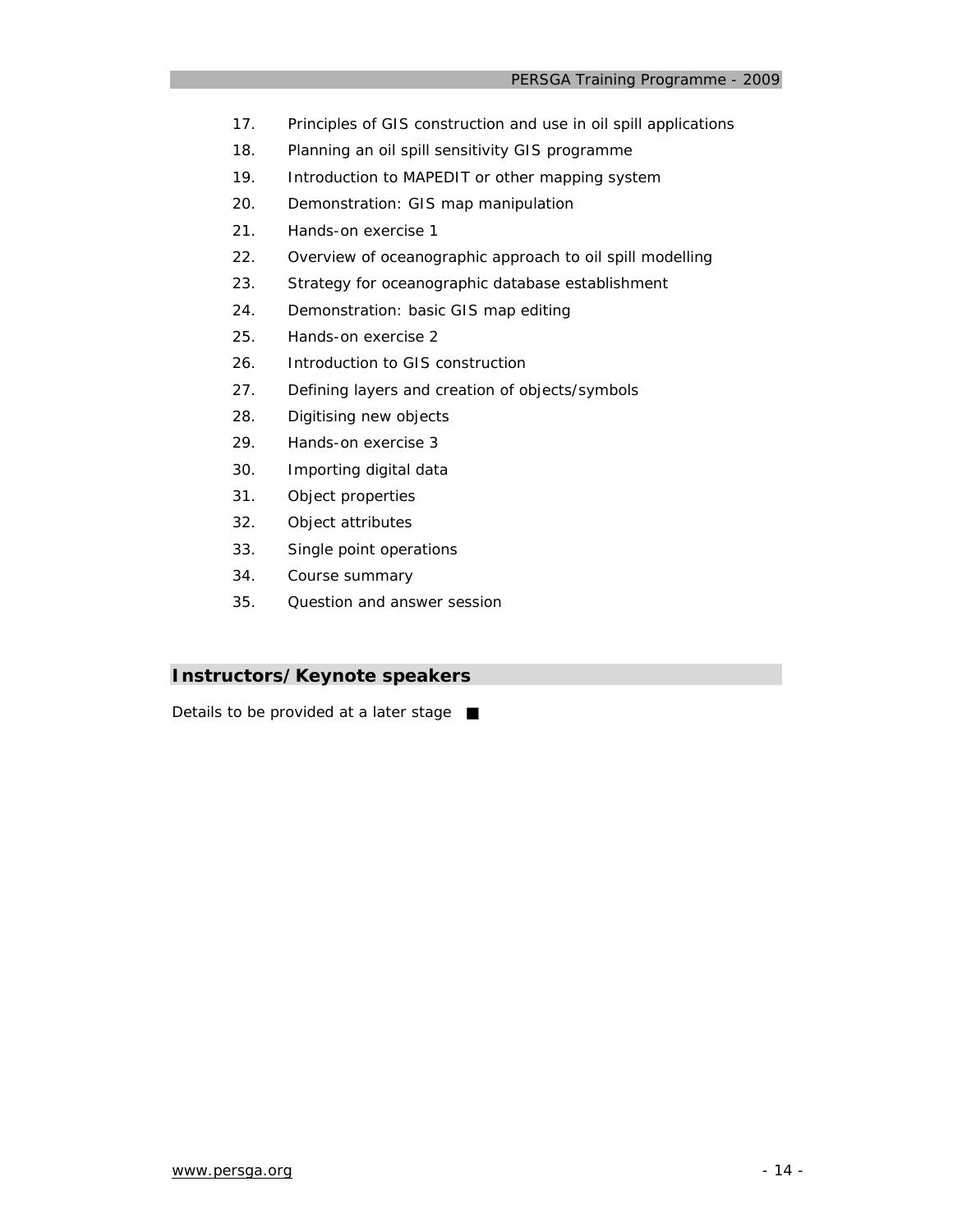17. Principles of GIS construction and use in oil spill applications
18. Planning an oil spill sensitivity GIS programme
19. Introduction to MAPEDIT or other mapping system
20. Demonstration: GIS map manipulation
21. Hands-on exercise 1
22. Overview of oceanographic approach to oil spill modelling
23. Strategy for oceanographic database establishment
24. Demonstration: basic GIS map editing
25. Hands-on exercise 2
26. Introduction to GIS construction
27. Defining layers and creation of objects/symbols
28. Digitising new objects
29. Hands-on exercise 3
30. Importing digital data
31. Object properties
32. Object attributes
33. Single point operations
34. Course summary
35. Question and answer session

## Instructors/Keynote speakers

Details to be provided at a later stage ■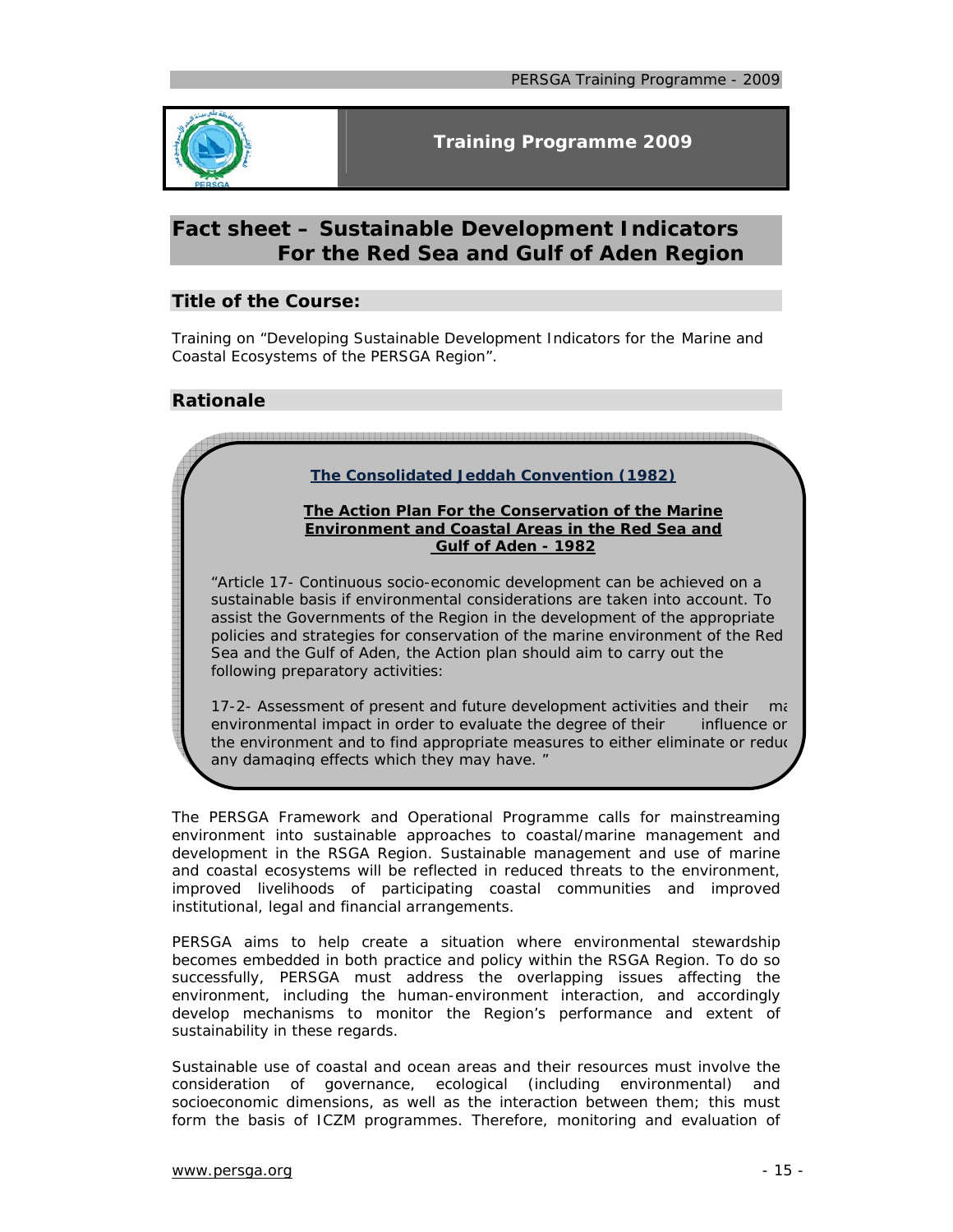# Fact sheet – Sustainable Development Indicators For the Red Sea and Gulf of Aden Region

## Title of the Course:

Training on "Developing Sustainable Development Indicators for the Marine and Coastal Ecosystems of the PERSGA Region".

## Rationale

**The Consolidated Jeddah Convention (1982)**

**The Action Plan For the Conservation of the Marine Environment and Coastal Areas in the Red Sea and Gulf of Aden - 1982**

"Article 17- Continuous socio-economic development can be achieved on a sustainable basis if environmental considerations are taken into account. To assist the Governments of the Region in the development of the appropriate policies and strategies for conservation of the marine environment of the Red Sea and the Gulf of Aden, the Action plan should aim to carry out the following preparatory activities:

17-2- Assessment of present and future development activities and their ma environmental impact in order to evaluate the degree of their influence or the environment and to find appropriate measures to either eliminate or reduc any damaging effects which they may have. "

The PERSGA Framework and Operational Programme calls for mainstreaming environment into sustainable approaches to coastal/marine management and development in the RSGA Region. Sustainable management and use of marine and coastal ecosystems will be reflected in reduced threats to the environment, improved livelihoods of participating coastal communities and improved institutional, legal and financial arrangements.

PERSGA aims to help create a situation where environmental stewardship becomes embedded in both practice and policy within the RSGA Region. To do so successfully, PERSGA must address the overlapping issues affecting the environment, including the human-environment interaction, and accordingly develop mechanisms to monitor the Region's performance and extent of sustainability in these regards.

Sustainable use of coastal and ocean areas and their resources must involve the consideration of governance, ecological (including environmental) and socioeconomic dimensions, as well as the interaction between them; this must form the basis of ICZM programmes. Therefore, monitoring and evaluation of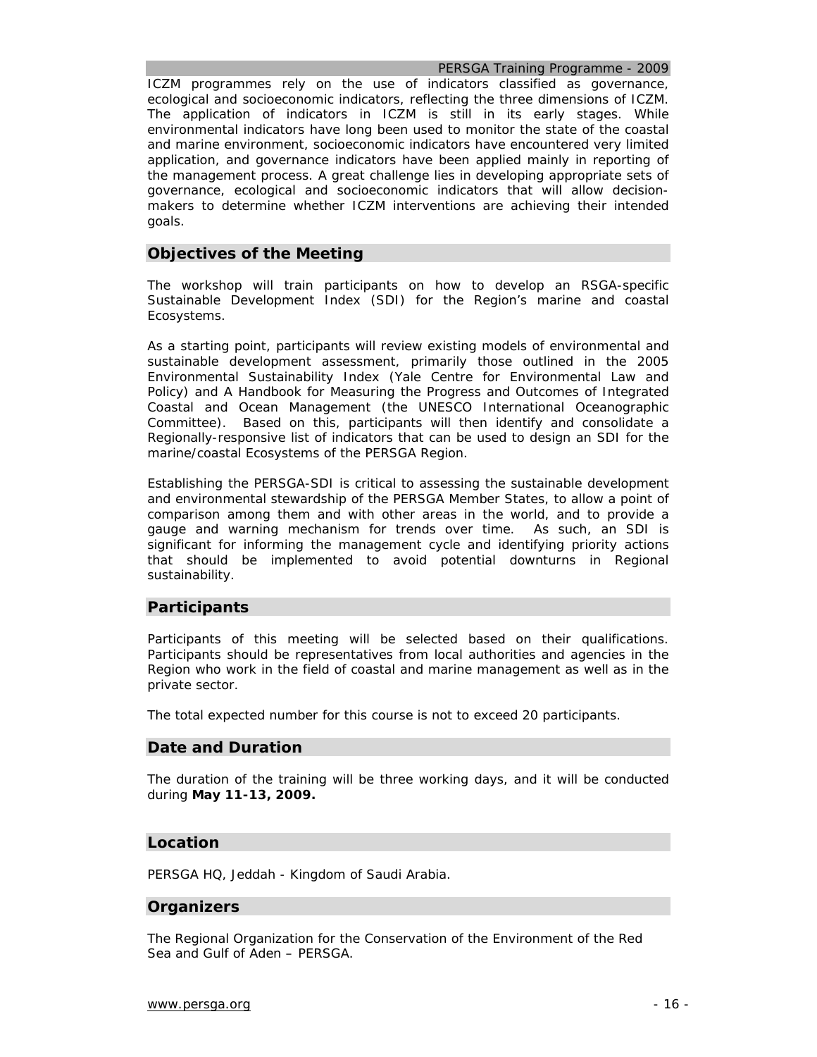ICZM programmes rely on the use of indicators classified as governance, ecological and socioeconomic indicators, reflecting the three dimensions of ICZM. The application of indicators in ICZM is still in its early stages. While environmental indicators have long been used to monitor the state of the coastal and marine environment, socioeconomic indicators have encountered very limited application, and governance indicators have been applied mainly in reporting of the management process. A great challenge lies in developing appropriate sets of governance, ecological and socioeconomic indicators that will allow decision-makers to determine whether ICZM interventions are achieving their intended goals.

## Objectives of the Meeting

The workshop will train participants on how to develop an RSGA-specific Sustainable Development Index (SDI) for the Region's marine and coastal Ecosystems.

As a starting point, participants will review existing models of environmental and sustainable development assessment, primarily those outlined in the 2005 Environmental Sustainability Index (Yale Centre for Environmental Law and Policy) and A Handbook for Measuring the Progress and Outcomes of Integrated Coastal and Ocean Management (the UNESCO International Oceanographic Committee). Based on this, participants will then identify and consolidate a Regionally-responsive list of indicators that can be used to design an SDI for the marine/coastal Ecosystems of the PERSGA Region.

Establishing the PERSGA-SDI is critical to assessing the sustainable development and environmental stewardship of the PERSGA Member States, to allow a point of comparison among them and with other areas in the world, and to provide a gauge and warning mechanism for trends over time. As such, an SDI is significant for informing the management cycle and identifying priority actions that should be implemented to avoid potential downturns in Regional sustainability.

## Participants

Participants of this meeting will be selected based on their qualifications. Participants should be representatives from local authorities and agencies in the Region who work in the field of coastal and marine management as well as in the private sector.

The total expected number for this course is not to exceed 20 participants.

## Date and Duration

The duration of the training will be three working days, and it will be conducted during **May 11-13, 2009.**

## Location

PERSGA HQ, Jeddah - Kingdom of Saudi Arabia.

## Organizers

The Regional Organization for the Conservation of the Environment of the Red Sea and Gulf of Aden – PERSGA.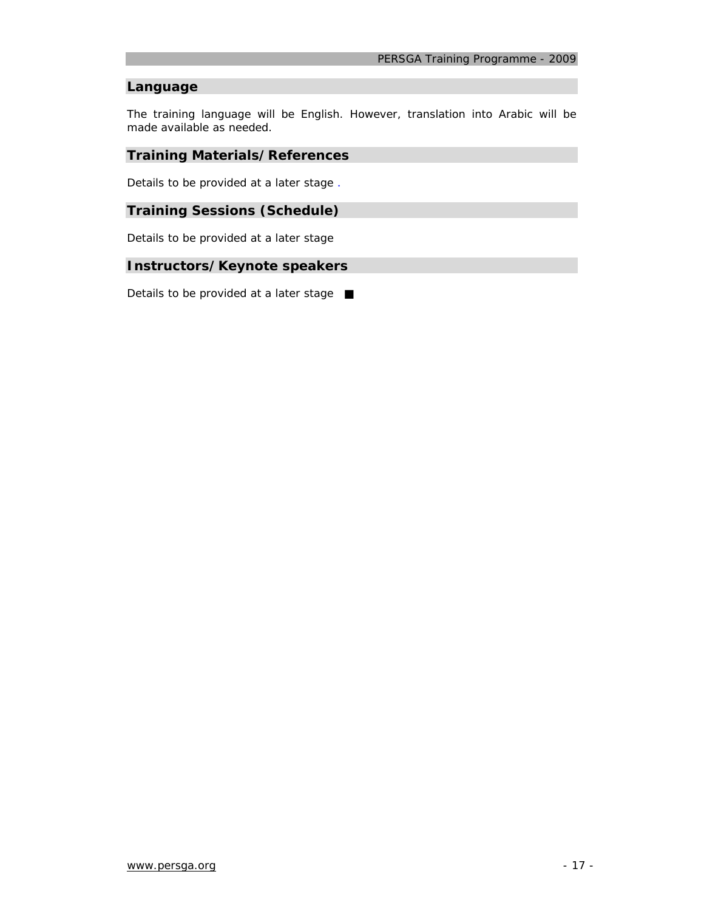## Language

The training language will be English. However, translation into Arabic will be made available as needed.

## Training Materials/References

Details to be provided at a later stage .

## Training Sessions (Schedule)

Details to be provided at a later stage

## Instructors/Keynote speakers

Details to be provided at a later stage ■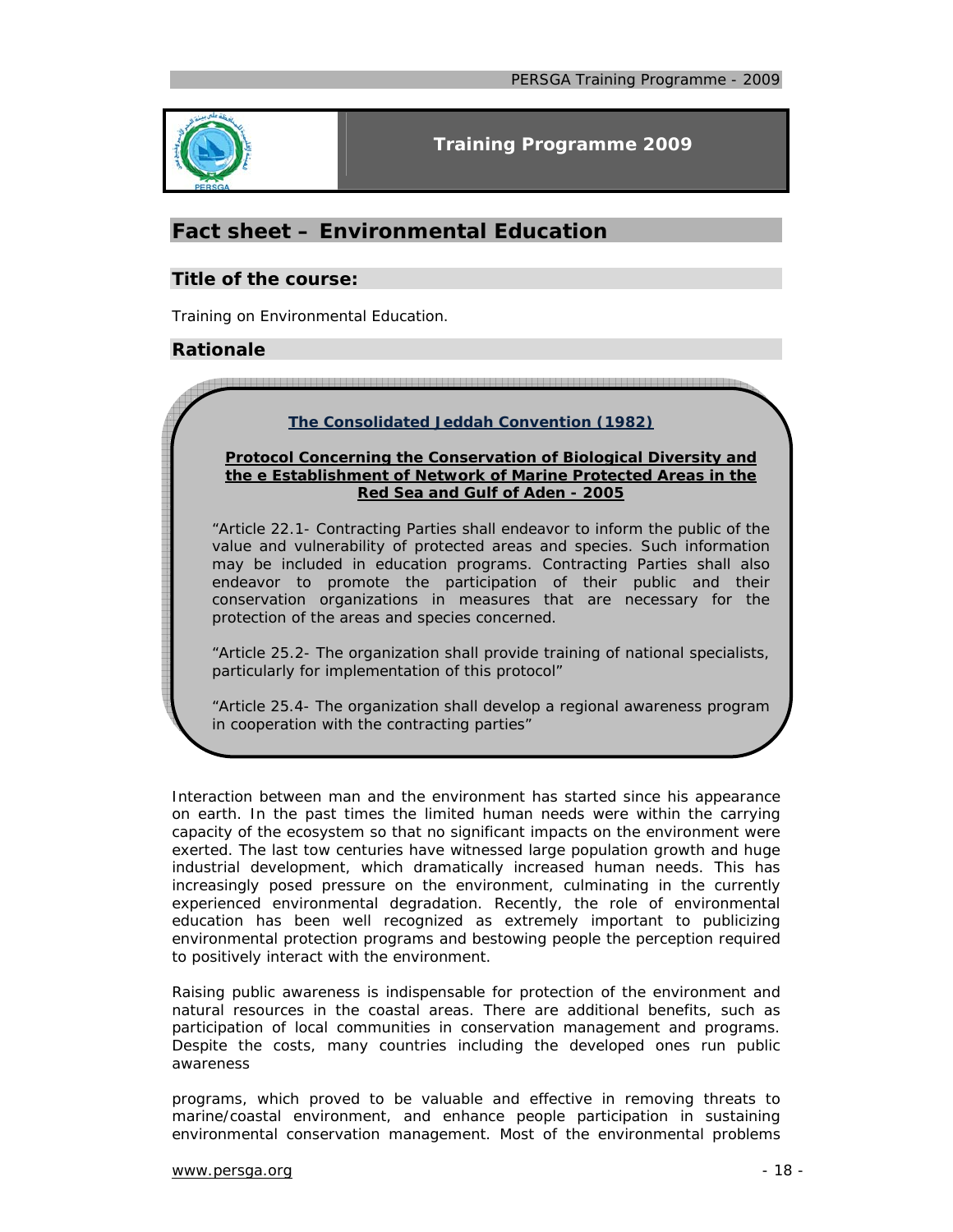## Fact sheet – Environmental Education

### Title of the course:

Training on Environmental Education.

### Rationale

**The Consolidated Jeddah Convention (1982)**

**Protocol Concerning the Conservation of Biological Diversity and the e Establishment of Network of Marine Protected Areas in the Red Sea and Gulf of Aden - 2005**

"Article 22.1- Contracting Parties shall endeavor to inform the public of the value and vulnerability of protected areas and species. Such information may be included in education programs. Contracting Parties shall also endeavor to promote the participation of their public and their conservation organizations in measures that are necessary for the protection of the areas and species concerned.

"Article 25.2- The organization shall provide training of national specialists, particularly for implementation of this protocol"

"Article 25.4- The organization shall develop a regional awareness program in cooperation with the contracting parties"

Interaction between man and the environment has started since his appearance on earth. In the past times the limited human needs were within the carrying capacity of the ecosystem so that no significant impacts on the environment were exerted. The last tow centuries have witnessed large population growth and huge industrial development, which dramatically increased human needs. This has increasingly posed pressure on the environment, culminating in the currently experienced environmental degradation. Recently, the role of environmental education has been well recognized as extremely important to publicizing environmental protection programs and bestowing people the perception required to positively interact with the environment.

Raising public awareness is indispensable for protection of the environment and natural resources in the coastal areas. There are additional benefits, such as participation of local communities in conservation management and programs. Despite the costs, many countries including the developed ones run public awareness

programs, which proved to be valuable and effective in removing threats to marine/coastal environment, and enhance people participation in sustaining environmental conservation management. Most of the environmental problems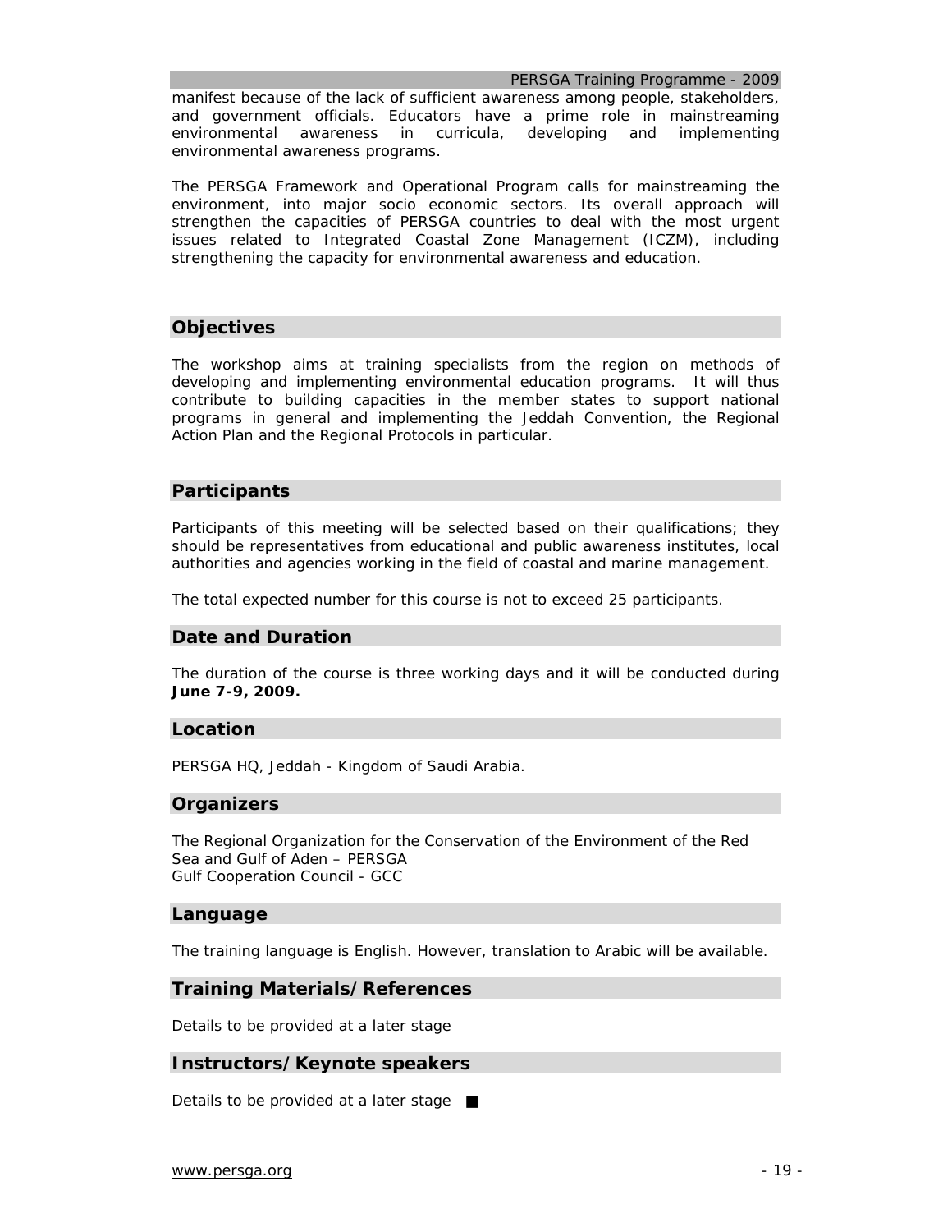manifest because of the lack of sufficient awareness among people, stakeholders, and government officials. Educators have a prime role in mainstreaming environmental awareness in curricula, developing and implementing environmental awareness programs.

The PERSGA Framework and Operational Program calls for mainstreaming the environment, into major socio economic sectors. Its overall approach will strengthen the capacities of PERSGA countries to deal with the most urgent issues related to Integrated Coastal Zone Management (ICZM), including strengthening the capacity for environmental awareness and education.

## Objectives

The workshop aims at training specialists from the region on methods of developing and implementing environmental education programs. It will thus contribute to building capacities in the member states to support national programs in general and implementing the Jeddah Convention, the Regional Action Plan and the Regional Protocols in particular.

## Participants

Participants of this meeting will be selected based on their qualifications; they should be representatives from educational and public awareness institutes, local authorities and agencies working in the field of coastal and marine management.

The total expected number for this course is not to exceed 25 participants.

## Date and Duration

The duration of the course is three working days and it will be conducted during **June 7-9, 2009.**

## Location

PERSGA HQ, Jeddah - Kingdom of Saudi Arabia.

## Organizers

The Regional Organization for the Conservation of the Environment of the Red Sea and Gulf of Aden – PERSGA
Gulf Cooperation Council - GCC

## Language

The training language is English. However, translation to Arabic will be available.

## Training Materials/References

Details to be provided at a later stage

## Instructors/Keynote speakers

Details to be provided at a later stage ■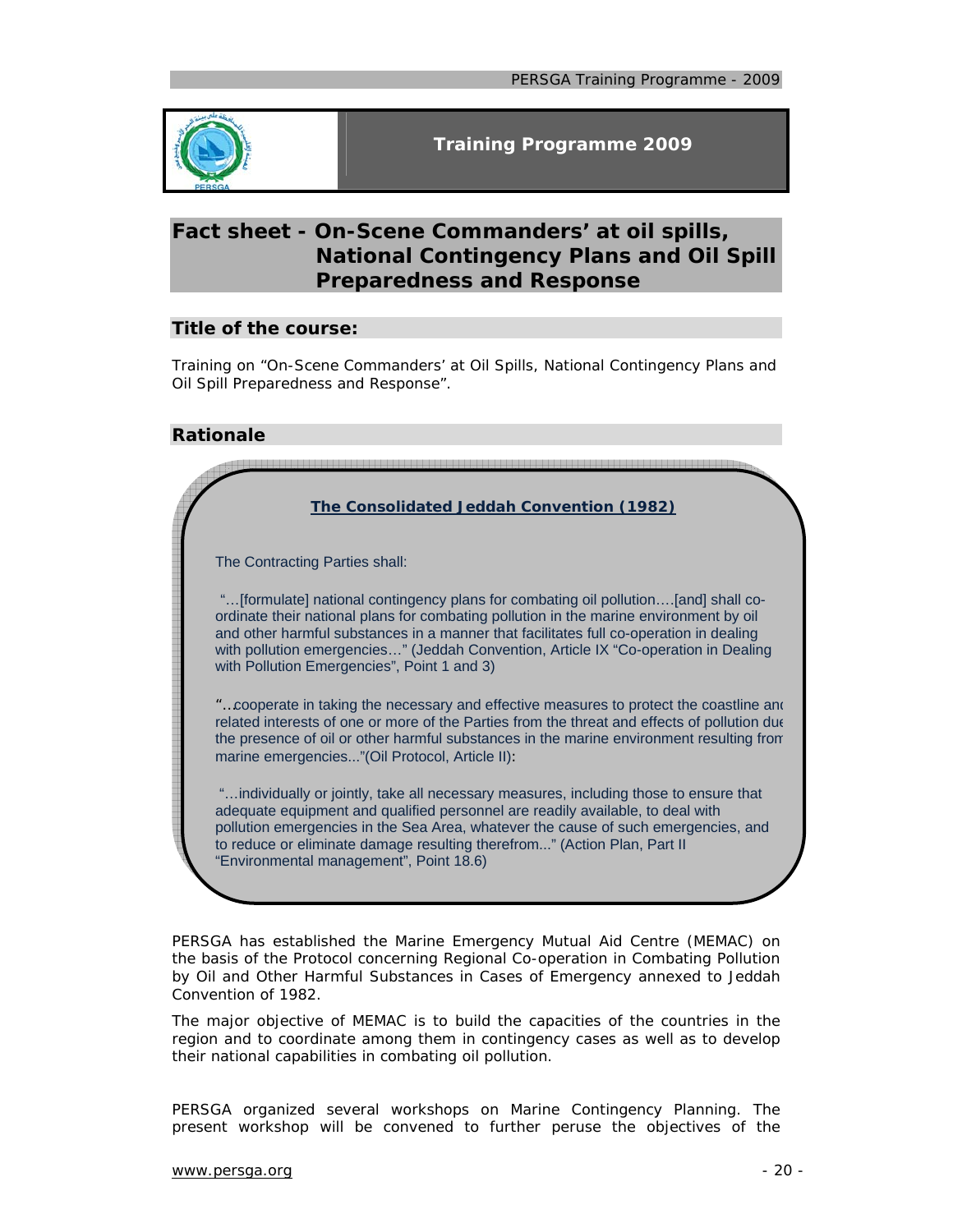**Training Programme 2009**

# Fact sheet - On-Scene Commanders' at oil spills, National Contingency Plans and Oil Spill Preparedness and Response

## Title of the course:

Training on "On-Scene Commanders' at Oil Spills, National Contingency Plans and Oil Spill Preparedness and Response".

## Rationale

**The Consolidated Jeddah Convention (1982)**

The Contracting Parties shall:

"…[formulate] national contingency plans for combating oil pollution….[and] shall co-ordinate their national plans for combating pollution in the marine environment by oil and other harmful substances in a manner that facilitates full co-operation in dealing with pollution emergencies…" (Jeddah Convention, Article IX "Co-operation in Dealing with Pollution Emergencies", Point 1 and 3)

"…cooperate in taking the necessary and effective measures to protect the coastline and related interests of one or more of the Parties from the threat and effects of pollution due the presence of oil or other harmful substances in the marine environment resulting from marine emergencies..."(Oil Protocol, Article II):

"…individually or jointly, take all necessary measures, including those to ensure that adequate equipment and qualified personnel are readily available, to deal with pollution emergencies in the Sea Area, whatever the cause of such emergencies, and to reduce or eliminate damage resulting therefrom..." (Action Plan, Part II "Environmental management", Point 18.6)

PERSGA has established the Marine Emergency Mutual Aid Centre (MEMAC) on the basis of the Protocol concerning Regional Co-operation in Combating Pollution by Oil and Other Harmful Substances in Cases of Emergency annexed to Jeddah Convention of 1982.

The major objective of MEMAC is to build the capacities of the countries in the region and to coordinate among them in contingency cases as well as to develop their national capabilities in combating oil pollution.

PERSGA organized several workshops on Marine Contingency Planning. The present workshop will be convened to further peruse the objectives of the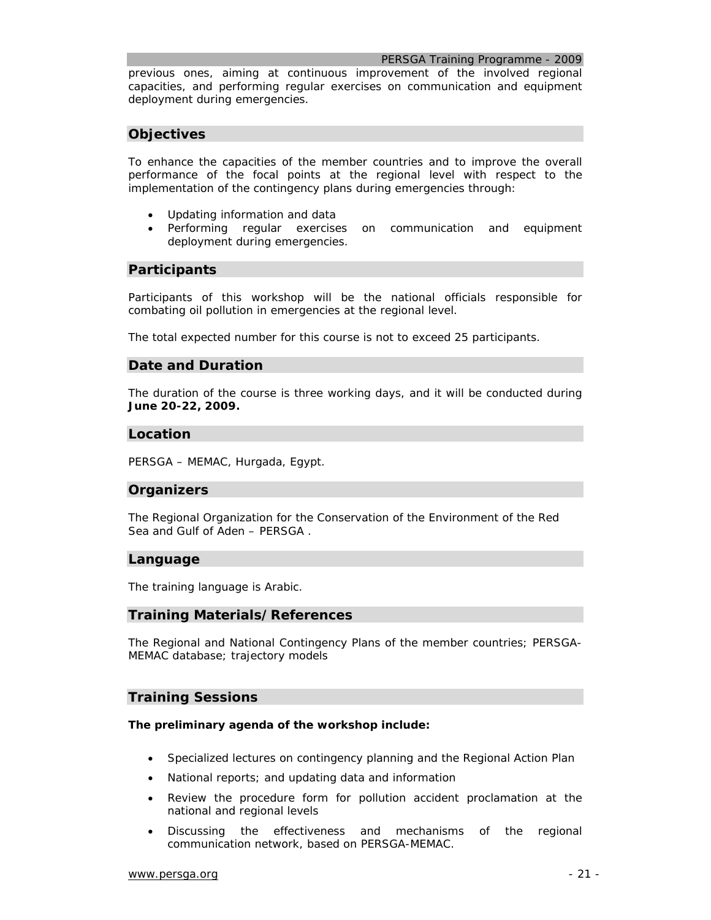previous ones, aiming at continuous improvement of the involved regional capacities, and performing regular exercises on communication and equipment deployment during emergencies.

## Objectives

To enhance the capacities of the member countries and to improve the overall performance of the focal points at the regional level with respect to the implementation of the contingency plans during emergencies through:

- Updating information and data
- Performing regular exercises on communication and equipment deployment during emergencies.

## Participants

Participants of this workshop will be the national officials responsible for combating oil pollution in emergencies at the regional level.

The total expected number for this course is not to exceed 25 participants.

## Date and Duration

The duration of the course is three working days, and it will be conducted during **June 20-22, 2009.**

## Location

PERSGA – MEMAC, Hurgada, Egypt.

## Organizers

The Regional Organization for the Conservation of the Environment of the Red Sea and Gulf of Aden – PERSGA .

## Language

The training language is Arabic.

## Training Materials/References

The Regional and National Contingency Plans of the member countries; PERSGA-MEMAC database; trajectory models

## Training Sessions

**The preliminary agenda of the workshop include:**

- Specialized lectures on contingency planning and the Regional Action Plan
- National reports; and updating data and information
- Review the procedure form for pollution accident proclamation at the national and regional levels
- Discussing the effectiveness and mechanisms of the regional communication network, based on PERSGA-MEMAC.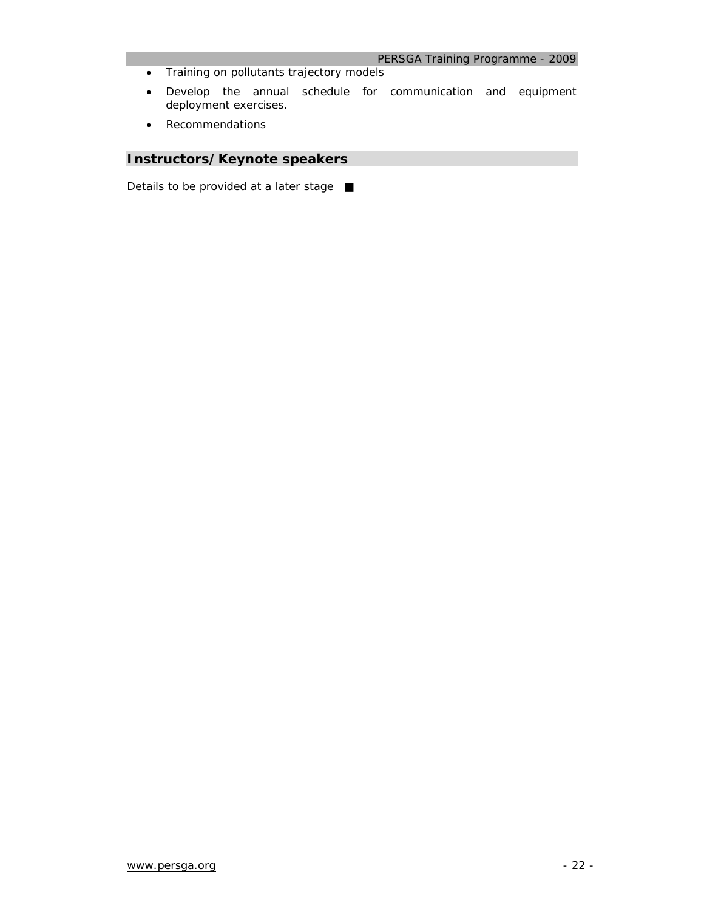- Training on pollutants trajectory models
- Develop the annual schedule for communication and equipment deployment exercises.
- Recommendations

## Instructors/Keynote speakers

Details to be provided at a later stage ■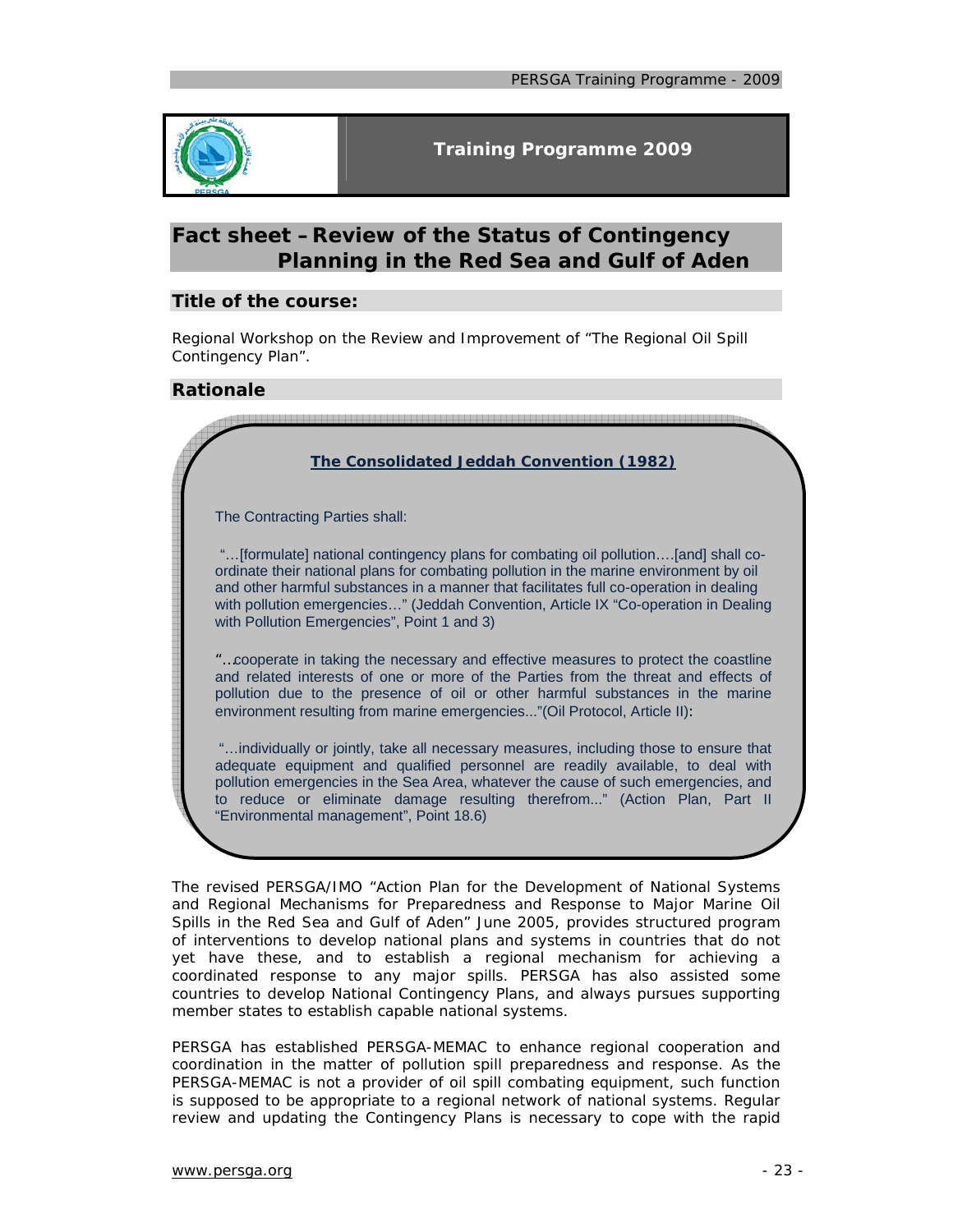# Fact sheet – Review of the Status of Contingency Planning in the Red Sea and Gulf of Aden

## Title of the course:

Regional Workshop on the Review and Improvement of "The Regional Oil Spill Contingency Plan".

## Rationale

**The Consolidated Jeddah Convention (1982)**

The Contracting Parties shall:

"…[formulate] national contingency plans for combating oil pollution….[and] shall co-ordinate their national plans for combating pollution in the marine environment by oil and other harmful substances in a manner that facilitates full co-operation in dealing with pollution emergencies…" (Jeddah Convention, Article IX "Co-operation in Dealing with Pollution Emergencies", Point 1 and 3)

"…cooperate in taking the necessary and effective measures to protect the coastline and related interests of one or more of the Parties from the threat and effects of pollution due to the presence of oil or other harmful substances in the marine environment resulting from marine emergencies..."(Oil Protocol, Article II):

"…individually or jointly, take all necessary measures, including those to ensure that adequate equipment and qualified personnel are readily available, to deal with pollution emergencies in the Sea Area, whatever the cause of such emergencies, and to reduce or eliminate damage resulting therefrom..." (Action Plan, Part II "Environmental management", Point 18.6)

The revised PERSGA/IMO "Action Plan for the Development of National Systems and Regional Mechanisms for Preparedness and Response to Major Marine Oil Spills in the Red Sea and Gulf of Aden" June 2005, provides structured program of interventions to develop national plans and systems in countries that do not yet have these, and to establish a regional mechanism for achieving a coordinated response to any major spills. PERSGA has also assisted some countries to develop National Contingency Plans, and always pursues supporting member states to establish capable national systems.

PERSGA has established PERSGA-MEMAC to enhance regional cooperation and coordination in the matter of pollution spill preparedness and response. As the PERSGA-MEMAC is not a provider of oil spill combating equipment, such function is supposed to be appropriate to a regional network of national systems. Regular review and updating the Contingency Plans is necessary to cope with the rapid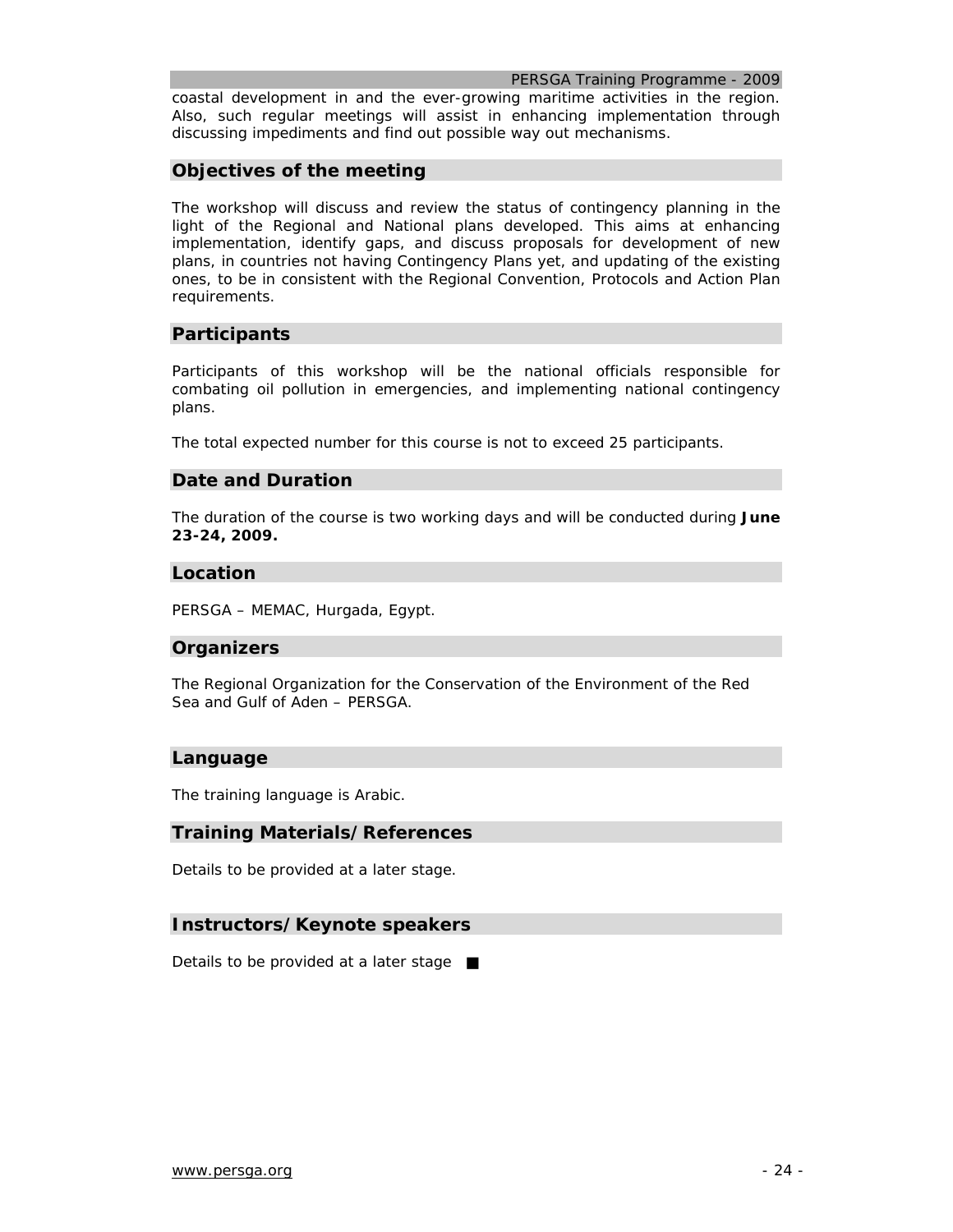coastal development in and the ever-growing maritime activities in the region. Also, such regular meetings will assist in enhancing implementation through discussing impediments and find out possible way out mechanisms.

## Objectives of the meeting

The workshop will discuss and review the status of contingency planning in the light of the Regional and National plans developed. This aims at enhancing implementation, identify gaps, and discuss proposals for development of new plans, in countries not having Contingency Plans yet, and updating of the existing ones, to be in consistent with the Regional Convention, Protocols and Action Plan requirements.

## Participants

Participants of this workshop will be the national officials responsible for combating oil pollution in emergencies, and implementing national contingency plans.

The total expected number for this course is not to exceed 25 participants.

## Date and Duration

The duration of the course is two working days and will be conducted during **June 23-24, 2009.**

## Location

PERSGA – MEMAC, Hurgada, Egypt.

## Organizers

The Regional Organization for the Conservation of the Environment of the Red Sea and Gulf of Aden – PERSGA.

## Language

The training language is Arabic.

## Training Materials/References

Details to be provided at a later stage.

## Instructors/Keynote speakers

Details to be provided at a later stage ■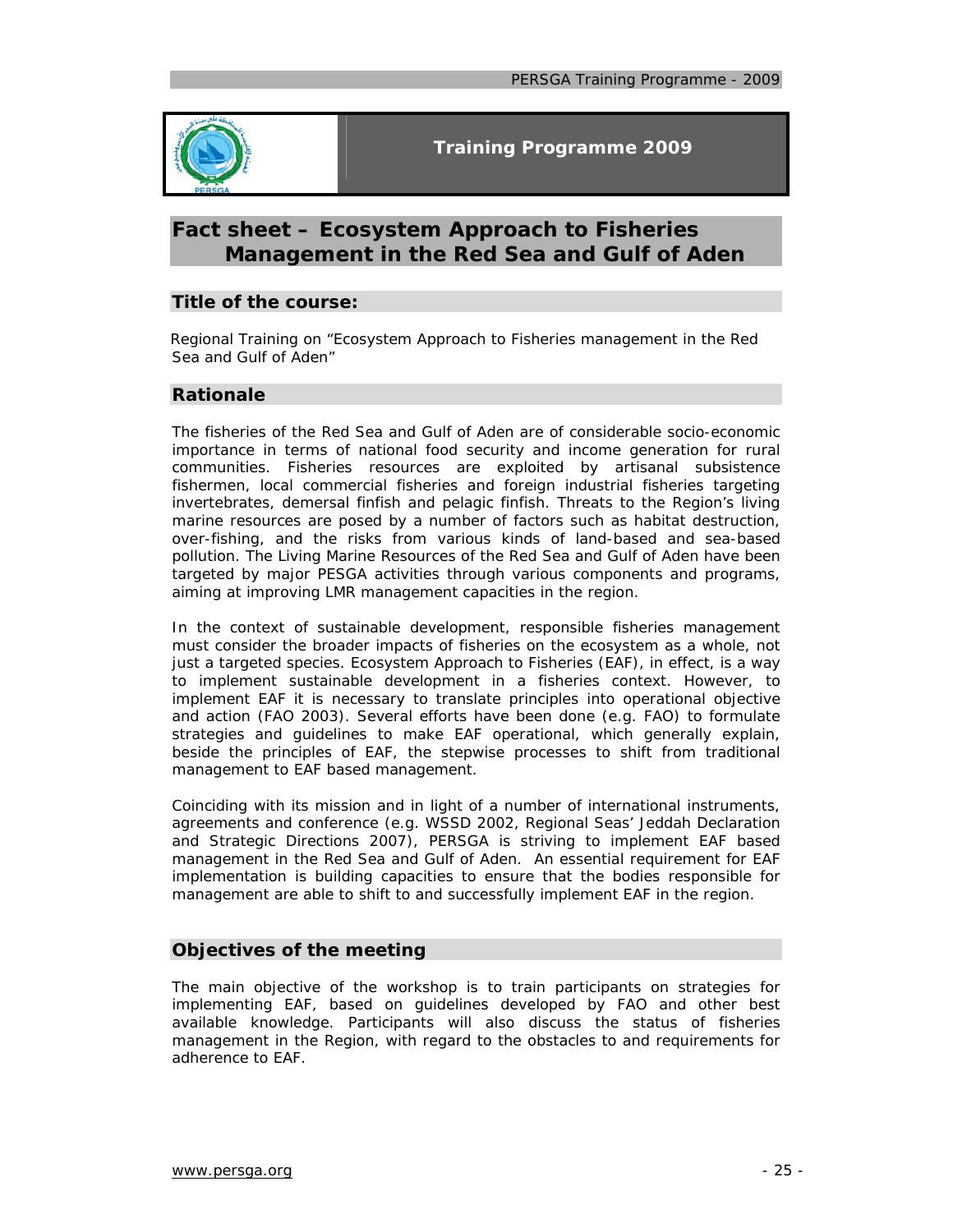## Training Programme 2009

# Fact sheet – Ecosystem Approach to Fisheries Management in the Red Sea and Gulf of Aden

### Title of the course:

Regional Training on "Ecosystem Approach to Fisheries management in the Red Sea and Gulf of Aden"

### Rationale

The fisheries of the Red Sea and Gulf of Aden are of considerable socio-economic importance in terms of national food security and income generation for rural communities. Fisheries resources are exploited by artisanal subsistence fishermen, local commercial fisheries and foreign industrial fisheries targeting invertebrates, demersal finfish and pelagic finfish. Threats to the Region's living marine resources are posed by a number of factors such as habitat destruction, over-fishing, and the risks from various kinds of land-based and sea-based pollution. The Living Marine Resources of the Red Sea and Gulf of Aden have been targeted by major PESGA activities through various components and programs, aiming at improving LMR management capacities in the region.

In the context of sustainable development, responsible fisheries management must consider the broader impacts of fisheries on the ecosystem as a whole, not just a targeted species. Ecosystem Approach to Fisheries (EAF), in effect, is a way to implement sustainable development in a fisheries context. However, to implement EAF it is necessary to translate principles into operational objective and action (FAO 2003). Several efforts have been done (e.g. FAO) to formulate strategies and guidelines to make EAF operational, which generally explain, beside the principles of EAF, the stepwise processes to shift from traditional management to EAF based management.

Coinciding with its mission and in light of a number of international instruments, agreements and conference (e.g. WSSD 2002, Regional Seas' Jeddah Declaration and Strategic Directions 2007), PERSGA is striving to implement EAF based management in the Red Sea and Gulf of Aden. An essential requirement for EAF implementation is building capacities to ensure that the bodies responsible for management are able to shift to and successfully implement EAF in the region.

### Objectives of the meeting

The main objective of the workshop is to train participants on strategies for implementing EAF, based on guidelines developed by FAO and other best available knowledge. Participants will also discuss the status of fisheries management in the Region, with regard to the obstacles to and requirements for adherence to EAF.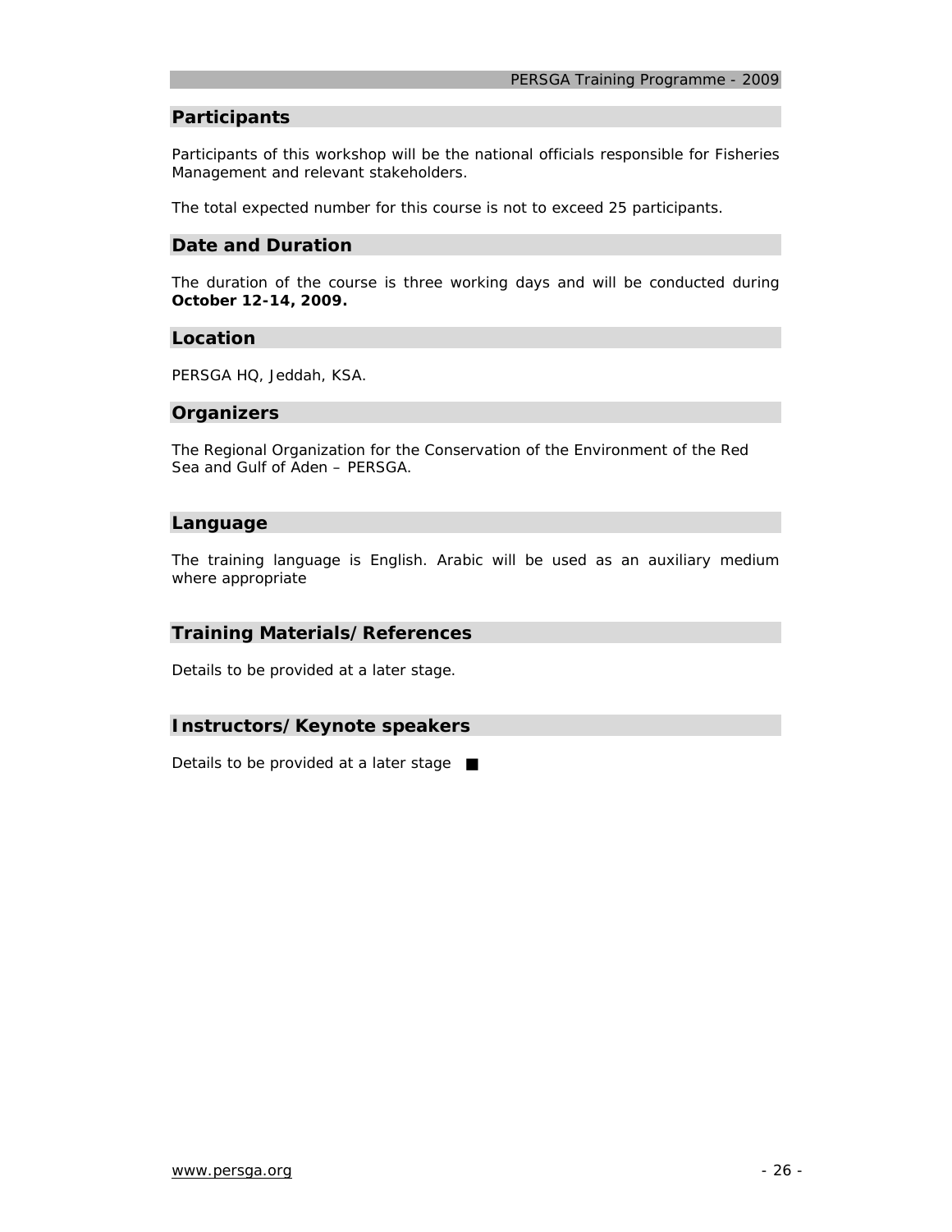## Participants

Participants of this workshop will be the national officials responsible for Fisheries Management and relevant stakeholders.

The total expected number for this course is not to exceed 25 participants.

## Date and Duration

The duration of the course is three working days and will be conducted during **October 12-14, 2009.**

## Location

PERSGA HQ, Jeddah, KSA.

## Organizers

The Regional Organization for the Conservation of the Environment of the Red Sea and Gulf of Aden – PERSGA.

## Language

The training language is English. Arabic will be used as an auxiliary medium where appropriate

## Training Materials/References

Details to be provided at a later stage.

## Instructors/Keynote speakers

Details to be provided at a later stage ■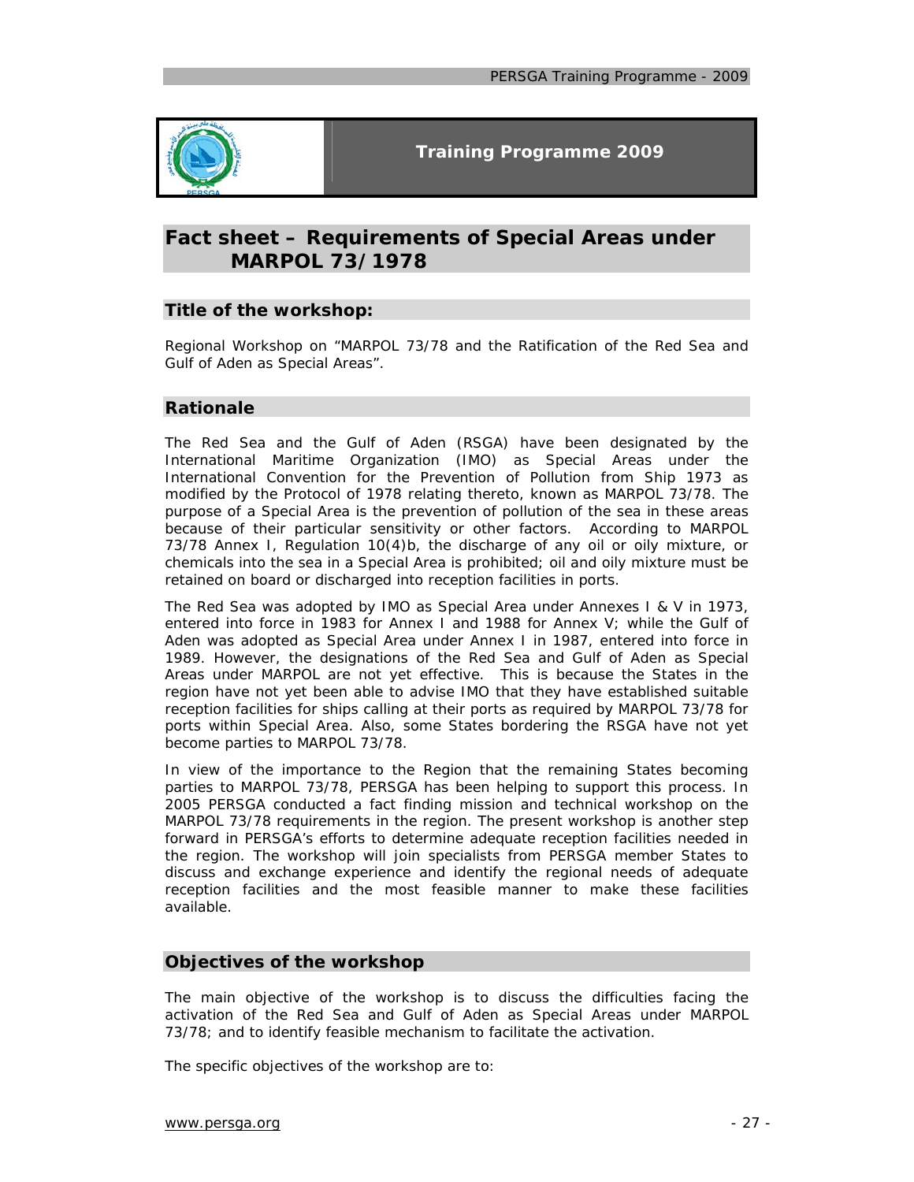**Training Programme 2009**

# Fact sheet – Requirements of Special Areas under MARPOL 73/1978

## Title of the workshop:

Regional Workshop on "MARPOL 73/78 and the Ratification of the Red Sea and Gulf of Aden as Special Areas".

## Rationale

The Red Sea and the Gulf of Aden (RSGA) have been designated by the International Maritime Organization (IMO) as Special Areas under the International Convention for the Prevention of Pollution from Ship 1973 as modified by the Protocol of 1978 relating thereto, known as MARPOL 73/78. The purpose of a Special Area is the prevention of pollution of the sea in these areas because of their particular sensitivity or other factors. According to MARPOL 73/78 Annex I, Regulation 10(4)b, the discharge of any oil or oily mixture, or chemicals into the sea in a Special Area is prohibited; oil and oily mixture must be retained on board or discharged into reception facilities in ports.

The Red Sea was adopted by IMO as Special Area under Annexes I & V in 1973, entered into force in 1983 for Annex I and 1988 for Annex V; while the Gulf of Aden was adopted as Special Area under Annex I in 1987, entered into force in 1989. However, the designations of the Red Sea and Gulf of Aden as Special Areas under MARPOL are not yet effective. This is because the States in the region have not yet been able to advise IMO that they have established suitable reception facilities for ships calling at their ports as required by MARPOL 73/78 for ports within Special Area. Also, some States bordering the RSGA have not yet become parties to MARPOL 73/78.

In view of the importance to the Region that the remaining States becoming parties to MARPOL 73/78, PERSGA has been helping to support this process. In 2005 PERSGA conducted a fact finding mission and technical workshop on the MARPOL 73/78 requirements in the region. The present workshop is another step forward in PERSGA's efforts to determine adequate reception facilities needed in the region. The workshop will join specialists from PERSGA member States to discuss and exchange experience and identify the regional needs of adequate reception facilities and the most feasible manner to make these facilities available.

## Objectives of the workshop

The main objective of the workshop is to discuss the difficulties facing the activation of the Red Sea and Gulf of Aden as Special Areas under MARPOL 73/78; and to identify feasible mechanism to facilitate the activation.

The specific objectives of the workshop are to: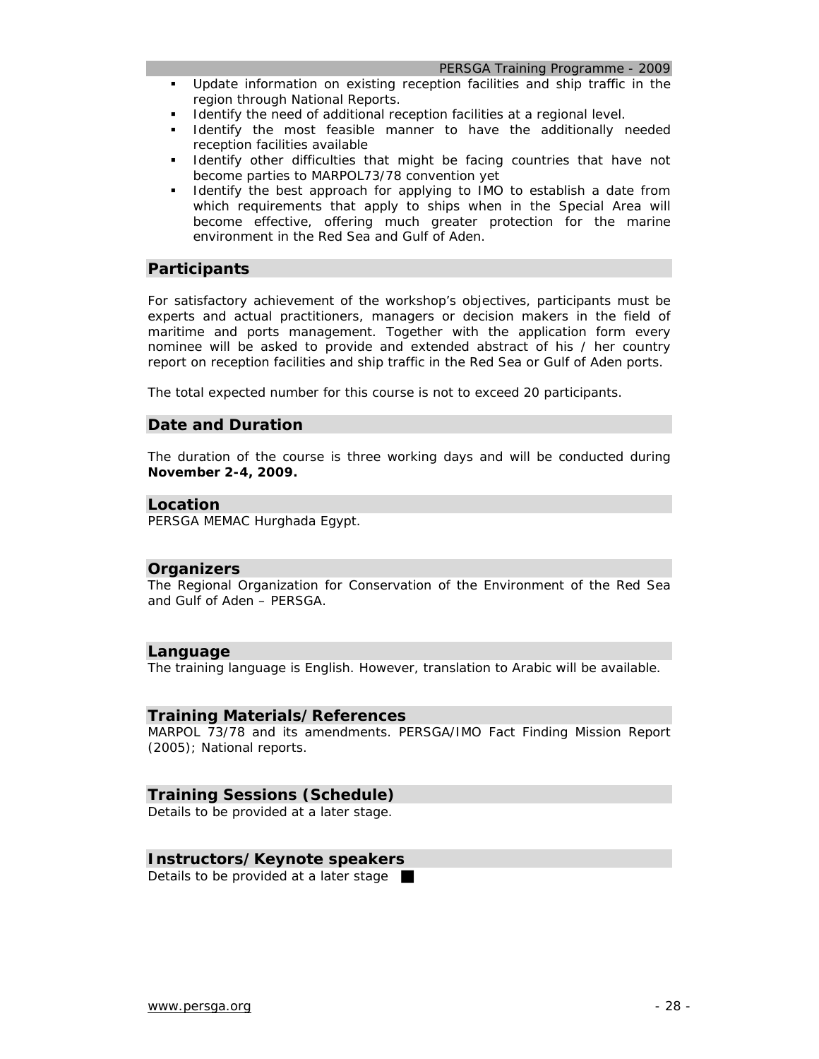- Update information on existing reception facilities and ship traffic in the region through National Reports.
- Identify the need of additional reception facilities at a regional level.
- Identify the most feasible manner to have the additionally needed reception facilities available
- Identify other difficulties that might be facing countries that have not become parties to MARPOL73/78 convention yet
- Identify the best approach for applying to IMO to establish a date from which requirements that apply to ships when in the Special Area will become effective, offering much greater protection for the marine environment in the Red Sea and Gulf of Aden.

## Participants

For satisfactory achievement of the workshop's objectives, participants must be experts and actual practitioners, managers or decision makers in the field of maritime and ports management. Together with the application form every nominee will be asked to provide and extended abstract of his / her country report on reception facilities and ship traffic in the Red Sea or Gulf of Aden ports.

The total expected number for this course is not to exceed 20 participants.

## Date and Duration

The duration of the course is three working days and will be conducted during **November 2-4, 2009.**

## Location

PERSGA MEMAC Hurghada Egypt.

## Organizers

The Regional Organization for Conservation of the Environment of the Red Sea and Gulf of Aden – PERSGA.

## Language

The training language is English. However, translation to Arabic will be available.

## Training Materials/References

MARPOL 73/78 and its amendments. PERSGA/IMO Fact Finding Mission Report (2005); National reports.

## Training Sessions (Schedule)

Details to be provided at a later stage.

## Instructors/Keynote speakers

Details to be provided at a later stage ■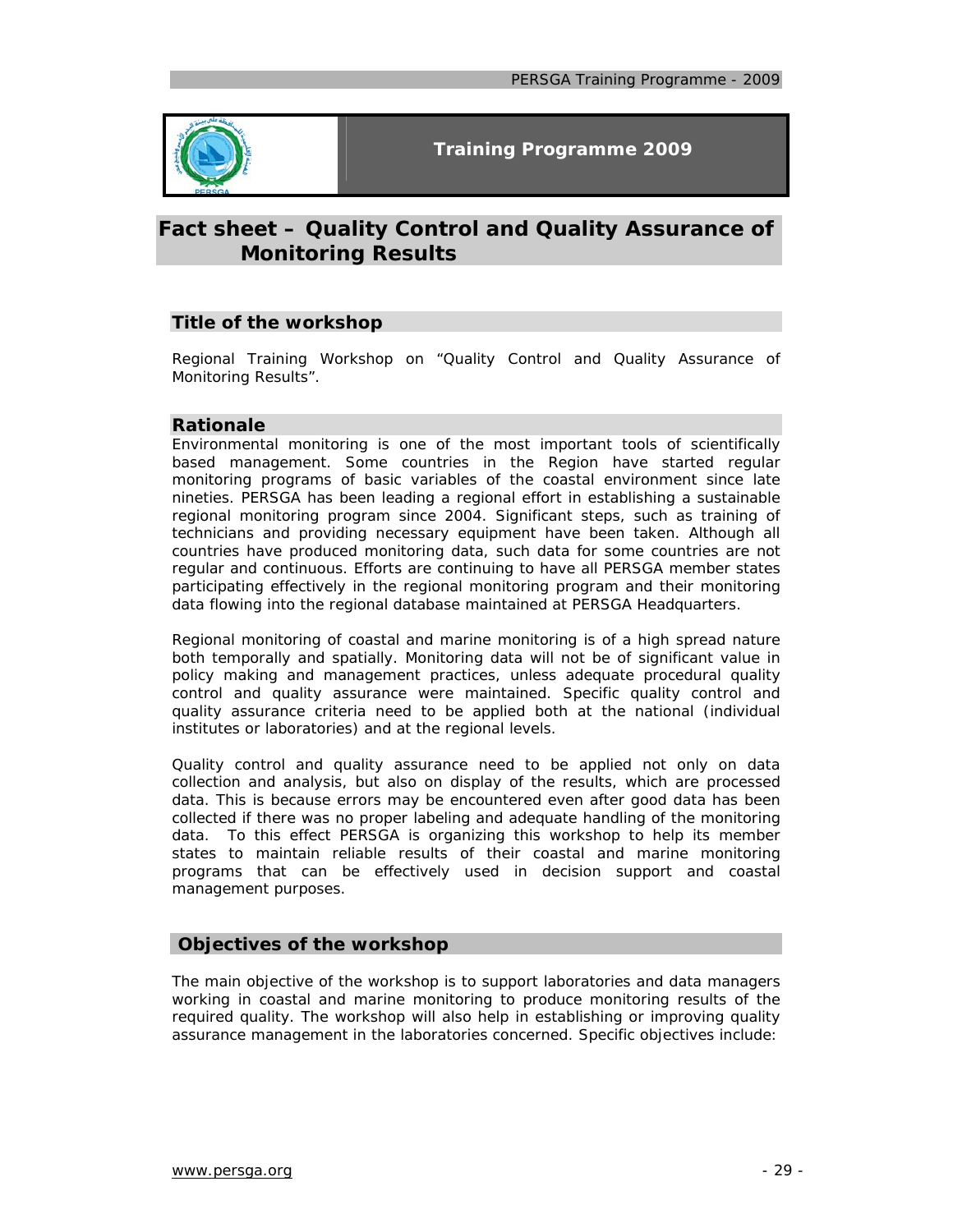Training Programme 2009

# Fact sheet – Quality Control and Quality Assurance of Monitoring Results

## Title of the workshop

Regional Training Workshop on "Quality Control and Quality Assurance of Monitoring Results".

## Rationale

Environmental monitoring is one of the most important tools of scientifically based management. Some countries in the Region have started regular monitoring programs of basic variables of the coastal environment since late nineties. PERSGA has been leading a regional effort in establishing a sustainable regional monitoring program since 2004. Significant steps, such as training of technicians and providing necessary equipment have been taken. Although all countries have produced monitoring data, such data for some countries are not regular and continuous. Efforts are continuing to have all PERSGA member states participating effectively in the regional monitoring program and their monitoring data flowing into the regional database maintained at PERSGA Headquarters.

Regional monitoring of coastal and marine monitoring is of a high spread nature both temporally and spatially. Monitoring data will not be of significant value in policy making and management practices, unless adequate procedural quality control and quality assurance were maintained. Specific quality control and quality assurance criteria need to be applied both at the national (individual institutes or laboratories) and at the regional levels.

Quality control and quality assurance need to be applied not only on data collection and analysis, but also on display of the results, which are processed data. This is because errors may be encountered even after good data has been collected if there was no proper labeling and adequate handling of the monitoring data. To this effect PERSGA is organizing this workshop to help its member states to maintain reliable results of their coastal and marine monitoring programs that can be effectively used in decision support and coastal management purposes.

## Objectives of the workshop

The main objective of the workshop is to support laboratories and data managers working in coastal and marine monitoring to produce monitoring results of the required quality. The workshop will also help in establishing or improving quality assurance management in the laboratories concerned. Specific objectives include: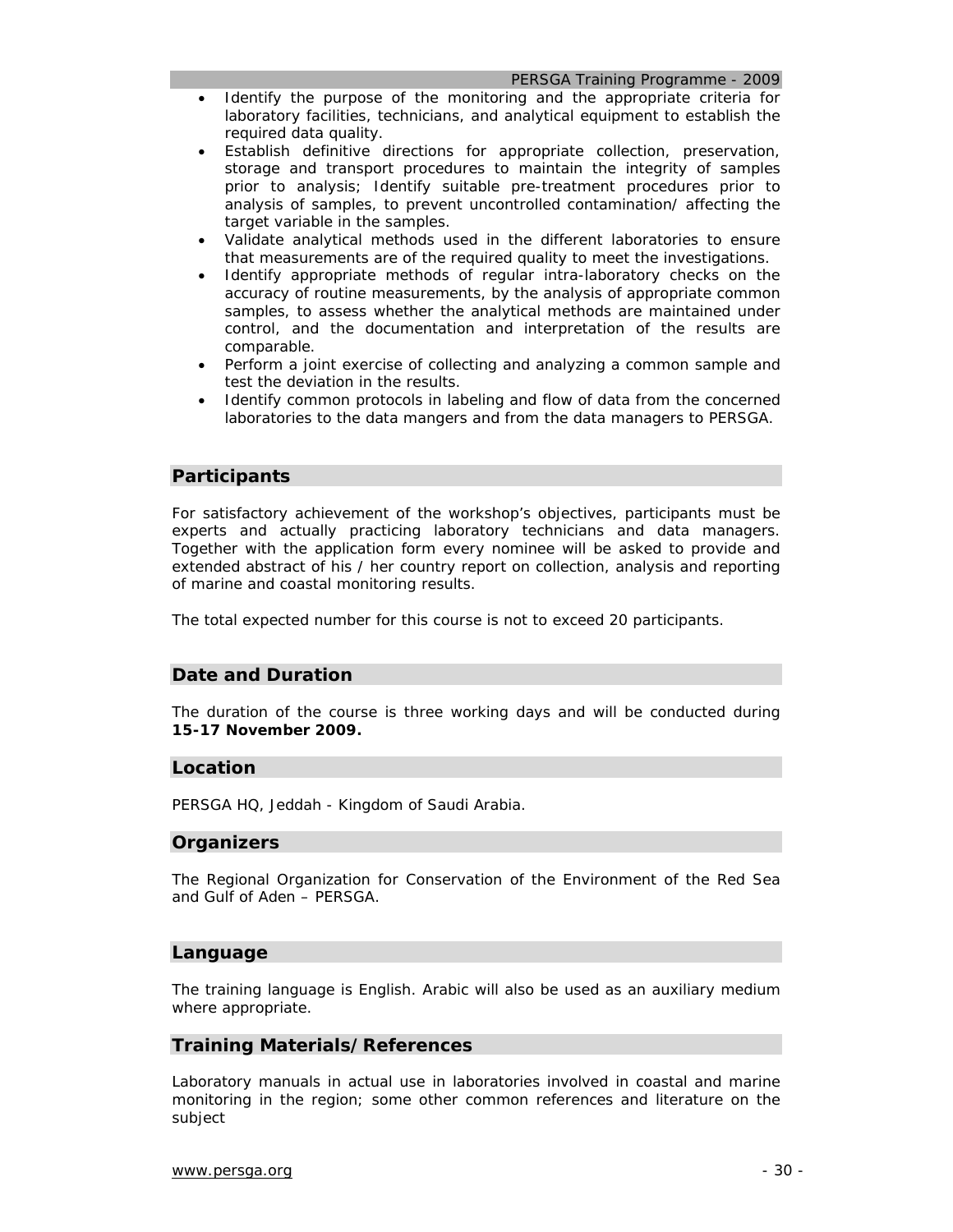- Identify the purpose of the monitoring and the appropriate criteria for laboratory facilities, technicians, and analytical equipment to establish the required data quality.
- Establish definitive directions for appropriate collection, preservation, storage and transport procedures to maintain the integrity of samples prior to analysis; Identify suitable pre-treatment procedures prior to analysis of samples, to prevent uncontrolled contamination/ affecting the target variable in the samples.
- Validate analytical methods used in the different laboratories to ensure that measurements are of the required quality to meet the investigations.
- Identify appropriate methods of regular intra-laboratory checks on the accuracy of routine measurements, by the analysis of appropriate common samples, to assess whether the analytical methods are maintained under control, and the documentation and interpretation of the results are comparable.
- Perform a joint exercise of collecting and analyzing a common sample and test the deviation in the results.
- Identify common protocols in labeling and flow of data from the concerned laboratories to the data mangers and from the data managers to PERSGA.

## Participants

For satisfactory achievement of the workshop's objectives, participants must be experts and actually practicing laboratory technicians and data managers. Together with the application form every nominee will be asked to provide and extended abstract of his / her country report on collection, analysis and reporting of marine and coastal monitoring results.

The total expected number for this course is not to exceed 20 participants.

## Date and Duration

The duration of the course is three working days and will be conducted during **15-17 November 2009.**

## Location

PERSGA HQ, Jeddah - Kingdom of Saudi Arabia.

## Organizers

The Regional Organization for Conservation of the Environment of the Red Sea and Gulf of Aden – PERSGA.

## Language

The training language is English. Arabic will also be used as an auxiliary medium where appropriate.

## Training Materials/References

Laboratory manuals in actual use in laboratories involved in coastal and marine monitoring in the region; some other common references and literature on the subject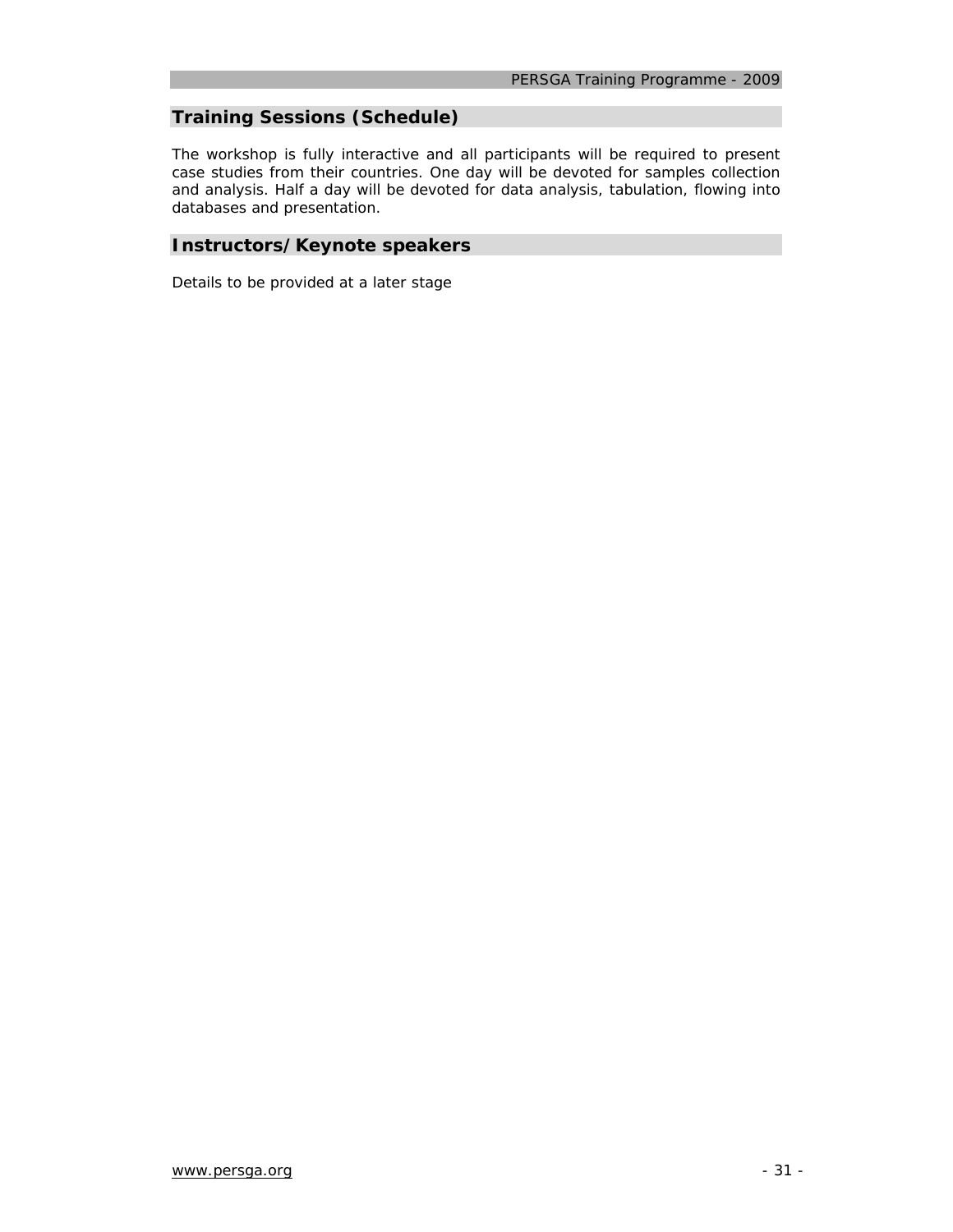## Training Sessions (Schedule)

The workshop is fully interactive and all participants will be required to present case studies from their countries. One day will be devoted for samples collection and analysis. Half a day will be devoted for data analysis, tabulation, flowing into databases and presentation.

## Instructors/Keynote speakers

Details to be provided at a later stage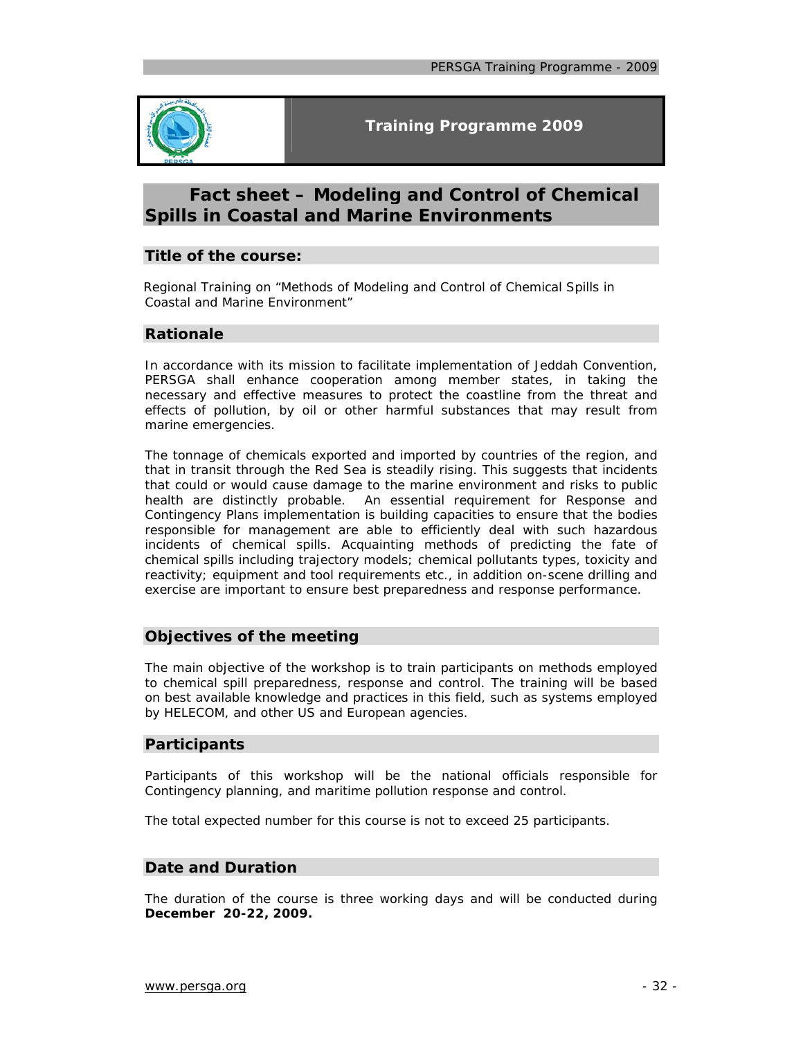**Training Programme 2009**

# Fact sheet – Modeling and Control of Chemical Spills in Coastal and Marine Environments

## Title of the course:

Regional Training on "Methods of Modeling and Control of Chemical Spills in Coastal and Marine Environment"

## Rationale

In accordance with its mission to facilitate implementation of Jeddah Convention, PERSGA shall enhance cooperation among member states, in taking the necessary and effective measures to protect the coastline from the threat and effects of pollution, by oil or other harmful substances that may result from marine emergencies.

The tonnage of chemicals exported and imported by countries of the region, and that in transit through the Red Sea is steadily rising. This suggests that incidents that could or would cause damage to the marine environment and risks to public health are distinctly probable. An essential requirement for Response and Contingency Plans implementation is building capacities to ensure that the bodies responsible for management are able to efficiently deal with such hazardous incidents of chemical spills. Acquainting methods of predicting the fate of chemical spills including trajectory models; chemical pollutants types, toxicity and reactivity; equipment and tool requirements etc., in addition on-scene drilling and exercise are important to ensure best preparedness and response performance.

## Objectives of the meeting

The main objective of the workshop is to train participants on methods employed to chemical spill preparedness, response and control. The training will be based on best available knowledge and practices in this field, such as systems employed by HELECOM, and other US and European agencies.

## Participants

Participants of this workshop will be the national officials responsible for Contingency planning, and maritime pollution response and control.

The total expected number for this course is not to exceed 25 participants.

## Date and Duration

The duration of the course is three working days and will be conducted during **December 20-22, 2009.**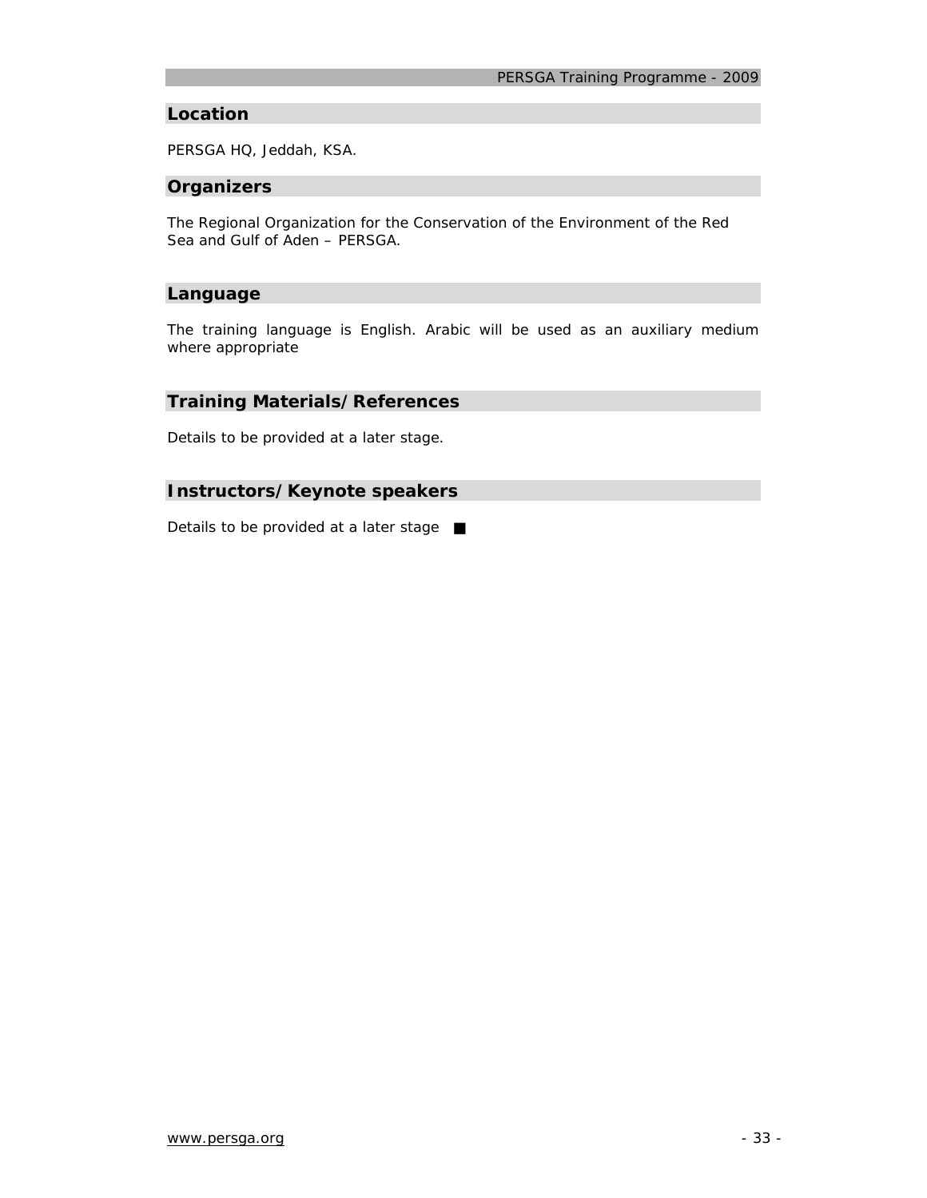## Location

PERSGA HQ, Jeddah, KSA.

## Organizers

The Regional Organization for the Conservation of the Environment of the Red Sea and Gulf of Aden – PERSGA.

## Language

The training language is English. Arabic will be used as an auxiliary medium where appropriate

## Training Materials/References

Details to be provided at a later stage.

## Instructors/Keynote speakers

Details to be provided at a later stage ■